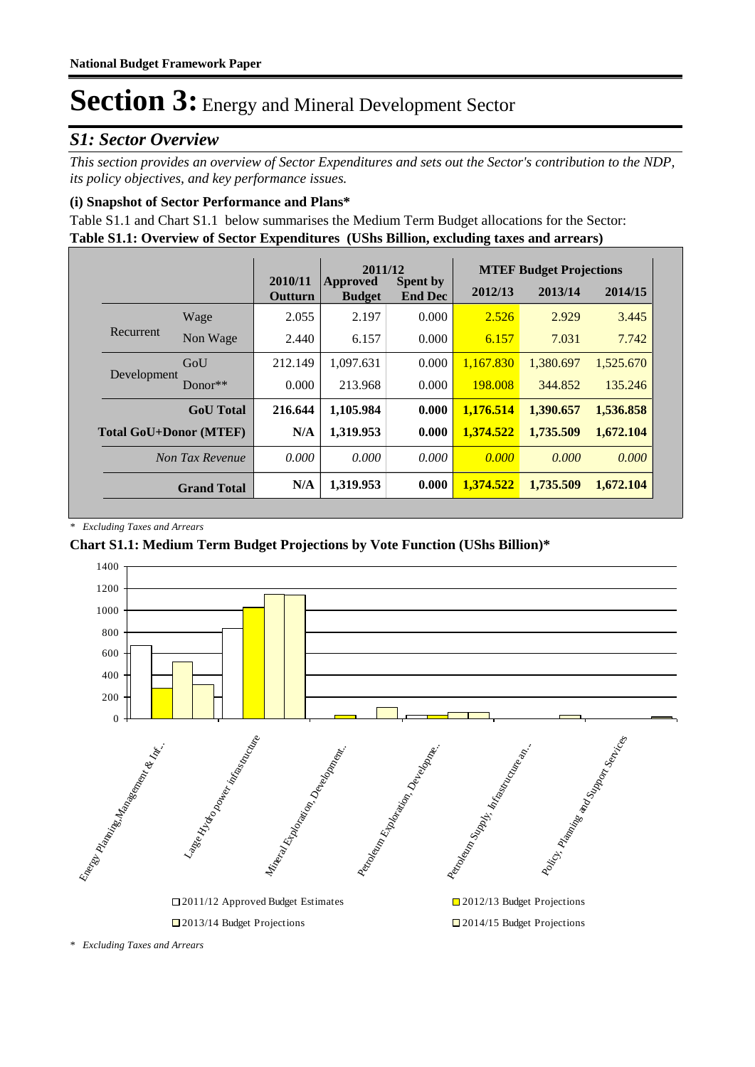**National Budget Framework Paper**

# Section 3: Energy and Mineral Development Sector

## *S1: Sector Overview*

*This section provides an overview of Sector Expenditures and sets out the Sector's contribution to the NDP, its policy objectives, and key performance issues.*

### (i) Snapshot of Sector Performance and Plans*

Table S1.1 and Chart S1.1 below summarises the Medium Term Budget allocations for the Sector:

**Table S1.1: Overview of Sector Expenditures (UShs Billion, excluding taxes and arrears)**

| | | 2010/11 Outturn | 2011/12 Approved Budget | 2011/12 Spent by End Dec | MTEF Budget Projections 2012/13 | 2013/14 | 2014/15 |
|---|---|---|---|---|---|---|---|
| Recurrent | Wage | 2.055 | 2.197 | 0.000 | 2.526 | 2.929 | 3.445 |
| | Non Wage | 2.440 | 6.157 | 0.000 | 6.157 | 7.031 | 7.742 |
| Development | GoU | 212.149 | 1,097.631 | 0.000 | 1,167.830 | 1,380.697 | 1,525.670 |
| | Donor** | 0.000 | 213.968 | 0.000 | 198.008 | 344.852 | 135.246 |
| **GoU Total** | | **216.644** | **1,105.984** | **0.000** | **1,176.514** | **1,390.657** | **1,536.858** |
| **Total GoU+Donor (MTEF)** | | **N/A** | **1,319.953** | **0.000** | **1,374.522** | **1,735.509** | **1,672.104** |
| *Non Tax Revenue* | | *0.000* | *0.000* | *0.000* | *0.000* | *0.000* | *0.000* |
| **Grand Total** | | **N/A** | **1,319.953** | **0.000** | **1,374.522** | **1,735.509** | **1,672.104** |

*\* Excluding Taxes and Arrears*

**Chart S1.1: Medium Term Budget Projections by Vote Function (UShs Billion)***

*\* Excluding Taxes and Arrears*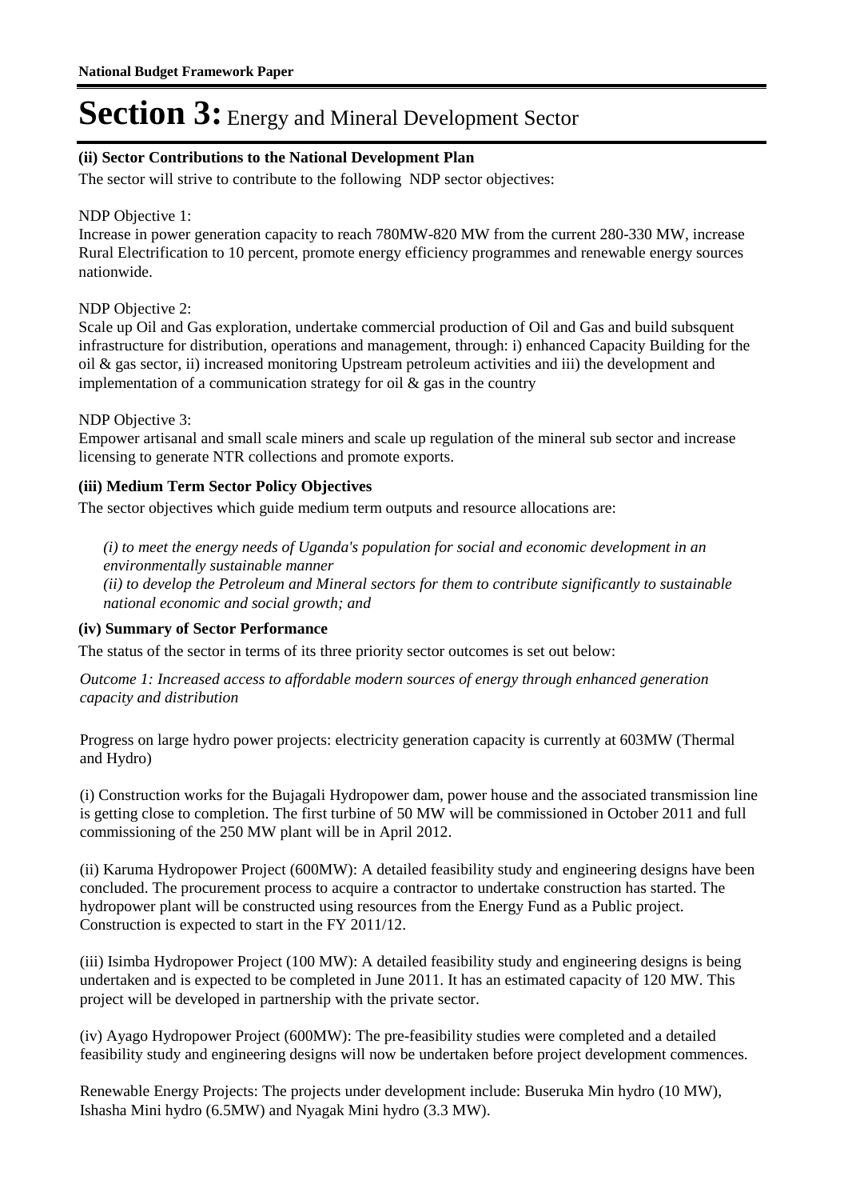# Section 3: Energy and Mineral Development Sector

### (ii) Sector Contributions to the National Development Plan

The sector will strive to contribute to the following NDP sector objectives:

NDP Objective 1:
Increase in power generation capacity to reach 780MW-820 MW from the current 280-330 MW, increase Rural Electrification to 10 percent, promote energy efficiency programmes and renewable energy sources nationwide.

NDP Objective 2:
Scale up Oil and Gas exploration, undertake commercial production of Oil and Gas and build subsquent infrastructure for distribution, operations and management, through: i) enhanced Capacity Building for the oil & gas sector, ii) increased monitoring Upstream petroleum activities and iii) the development and implementation of a communication strategy for oil & gas in the country

NDP Objective 3:
Empower artisanal and small scale miners and scale up regulation of the mineral sub sector and increase licensing to generate NTR collections and promote exports.

### (iii) Medium Term Sector Policy Objectives

The sector objectives which guide medium term outputs and resource allocations are:

*(i) to meet the energy needs of Uganda's population for social and economic development in an environmentally sustainable manner*
*(ii) to develop the Petroleum and Mineral sectors for them to contribute significantly to sustainable national economic and social growth; and*

### (iv) Summary of Sector Performance

The status of the sector in terms of its three priority sector outcomes is set out below:

*Outcome 1: Increased access to affordable modern sources of energy through enhanced generation capacity and distribution*

Progress on large hydro power projects: electricity generation capacity is currently at 603MW (Thermal and Hydro)

(i) Construction works for the Bujagali Hydropower dam, power house and the associated transmission line is getting close to completion. The first turbine of 50 MW will be commissioned in October 2011 and full commissioning of the 250 MW plant will be in April 2012.

(ii) Karuma Hydropower Project (600MW): A detailed feasibility study and engineering designs have been concluded. The procurement process to acquire a contractor to undertake construction has started. The hydropower plant will be constructed using resources from the Energy Fund as a Public project. Construction is expected to start in the FY 2011/12.

(iii) Isimba Hydropower Project (100 MW): A detailed feasibility study and engineering designs is being undertaken and is expected to be completed in June 2011. It has an estimated capacity of 120 MW. This project will be developed in partnership with the private sector.

(iv) Ayago Hydropower Project (600MW): The pre-feasibility studies were completed and a detailed feasibility study and engineering designs will now be undertaken before project development commences.

Renewable Energy Projects: The projects under development include: Buseruka Min hydro (10 MW), Ishasha Mini hydro (6.5MW) and Nyagak Mini hydro (3.3 MW).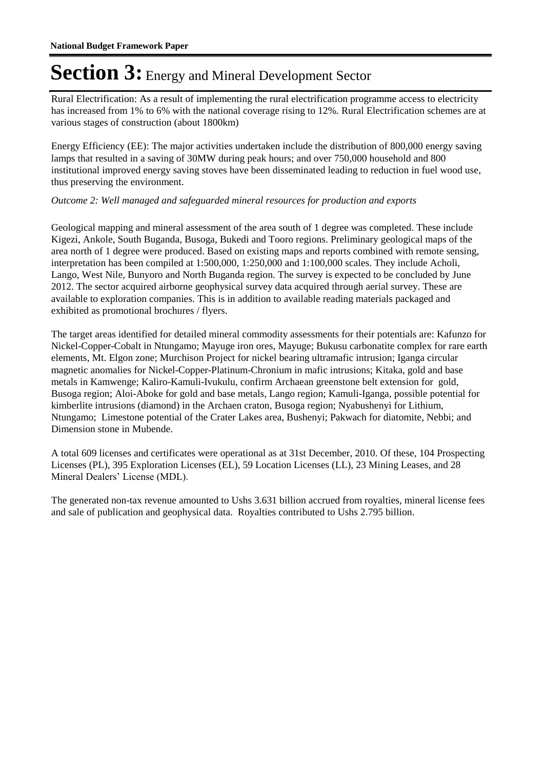# Section 3: Energy and Mineral Development Sector

Rural Electrification: As a result of implementing the rural electrification programme access to electricity has increased from 1% to 6% with the national coverage rising to 12%. Rural Electrification schemes are at various stages of construction (about 1800km)

Energy Efficiency (EE): The major activities undertaken include the distribution of 800,000 energy saving lamps that resulted in a saving of 30MW during peak hours; and over 750,000 household and 800 institutional improved energy saving stoves have been disseminated leading to reduction in fuel wood use, thus preserving the environment.

*Outcome 2: Well managed and safeguarded mineral resources for production and exports*

Geological mapping and mineral assessment of the area south of 1 degree was completed. These include Kigezi, Ankole, South Buganda, Busoga, Bukedi and Tooro regions. Preliminary geological maps of the area north of 1 degree were produced. Based on existing maps and reports combined with remote sensing, interpretation has been compiled at 1:500,000, 1:250,000 and 1:100,000 scales. They include Acholi, Lango, West Nile, Bunyoro and North Buganda region. The survey is expected to be concluded by June 2012. The sector acquired airborne geophysical survey data acquired through aerial survey. These are available to exploration companies. This is in addition to available reading materials packaged and exhibited as promotional brochures / flyers.

The target areas identified for detailed mineral commodity assessments for their potentials are: Kafunzo for Nickel-Copper-Cobalt in Ntungamo; Mayuge iron ores, Mayuge; Bukusu carbonatite complex for rare earth elements, Mt. Elgon zone; Murchison Project for nickel bearing ultramafic intrusion; Iganga circular magnetic anomalies for Nickel-Copper-Platinum-Chronium in mafic intrusions; Kitaka, gold and base metals in Kamwenge; Kaliro-Kamuli-Ivukulu, confirm Archaean greenstone belt extension for gold, Busoga region; Aloi-Aboke for gold and base metals, Lango region; Kamuli-Iganga, possible potential for kimberlite intrusions (diamond) in the Archaen craton, Busoga region; Nyabushenyi for Lithium, Ntungamo; Limestone potential of the Crater Lakes area, Bushenyi; Pakwach for diatomite, Nebbi; and Dimension stone in Mubende.

A total 609 licenses and certificates were operational as at 31st December, 2010. Of these, 104 Prospecting Licenses (PL), 395 Exploration Licenses (EL), 59 Location Licenses (LL), 23 Mining Leases, and 28 Mineral Dealers' License (MDL).

The generated non-tax revenue amounted to Ushs 3.631 billion accrued from royalties, mineral license fees and sale of publication and geophysical data. Royalties contributed to Ushs 2.795 billion.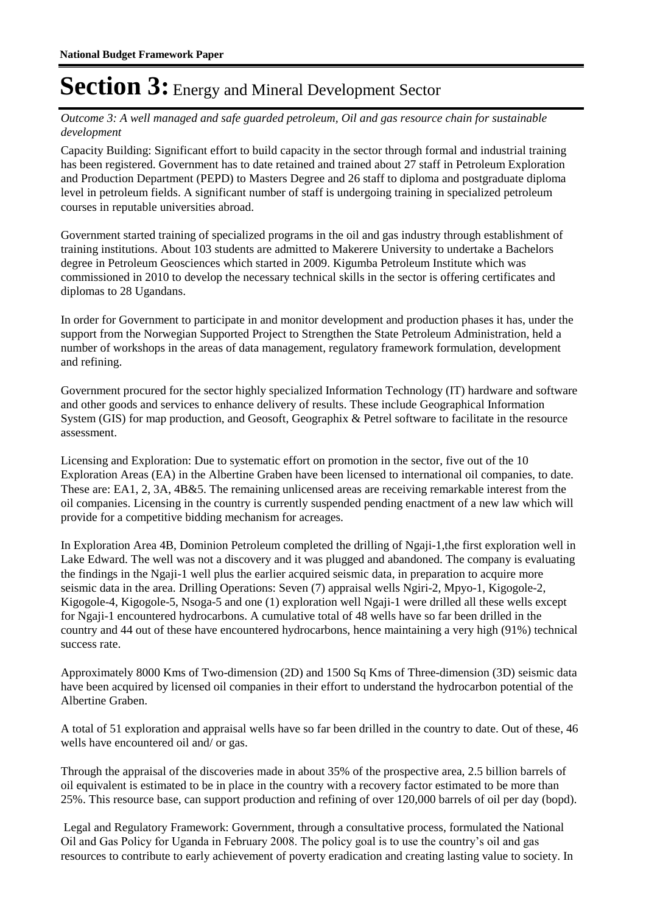# Section 3: Energy and Mineral Development Sector

*Outcome 3: A well managed and safe guarded petroleum, Oil and gas resource chain for sustainable development*

Capacity Building: Significant effort to build capacity in the sector through formal and industrial training has been registered. Government has to date retained and trained about 27 staff in Petroleum Exploration and Production Department (PEPD) to Masters Degree and 26 staff to diploma and postgraduate diploma level in petroleum fields. A significant number of staff is undergoing training in specialized petroleum courses in reputable universities abroad.

Government started training of specialized programs in the oil and gas industry through establishment of training institutions. About 103 students are admitted to Makerere University to undertake a Bachelors degree in Petroleum Geosciences which started in 2009. Kigumba Petroleum Institute which was commissioned in 2010 to develop the necessary technical skills in the sector is offering certificates and diplomas to 28 Ugandans.

In order for Government to participate in and monitor development and production phases it has, under the support from the Norwegian Supported Project to Strengthen the State Petroleum Administration, held a number of workshops in the areas of data management, regulatory framework formulation, development and refining.

Government procured for the sector highly specialized Information Technology (IT) hardware and software and other goods and services to enhance delivery of results. These include Geographical Information System (GIS) for map production, and Geosoft, Geographix & Petrel software to facilitate in the resource assessment.

Licensing and Exploration: Due to systematic effort on promotion in the sector, five out of the 10 Exploration Areas (EA) in the Albertine Graben have been licensed to international oil companies, to date. These are: EA1, 2, 3A, 4B&5. The remaining unlicensed areas are receiving remarkable interest from the oil companies. Licensing in the country is currently suspended pending enactment of a new law which will provide for a competitive bidding mechanism for acreages.

In Exploration Area 4B, Dominion Petroleum completed the drilling of Ngaji-1,the first exploration well in Lake Edward. The well was not a discovery and it was plugged and abandoned. The company is evaluating the findings in the Ngaji-1 well plus the earlier acquired seismic data, in preparation to acquire more seismic data in the area. Drilling Operations: Seven (7) appraisal wells Ngiri-2, Mpyo-1, Kigogole-2, Kigogole-4, Kigogole-5, Nsoga-5 and one (1) exploration well Ngaji-1 were drilled all these wells except for Ngaji-1 encountered hydrocarbons. A cumulative total of 48 wells have so far been drilled in the country and 44 out of these have encountered hydrocarbons, hence maintaining a very high (91%) technical success rate.

Approximately 8000 Kms of Two-dimension (2D) and 1500 Sq Kms of Three-dimension (3D) seismic data have been acquired by licensed oil companies in their effort to understand the hydrocarbon potential of the Albertine Graben.

A total of 51 exploration and appraisal wells have so far been drilled in the country to date. Out of these, 46 wells have encountered oil and/ or gas.

Through the appraisal of the discoveries made in about 35% of the prospective area, 2.5 billion barrels of oil equivalent is estimated to be in place in the country with a recovery factor estimated to be more than 25%. This resource base, can support production and refining of over 120,000 barrels of oil per day (bopd).

Legal and Regulatory Framework: Government, through a consultative process, formulated the National Oil and Gas Policy for Uganda in February 2008. The policy goal is to use the country's oil and gas resources to contribute to early achievement of poverty eradication and creating lasting value to society. In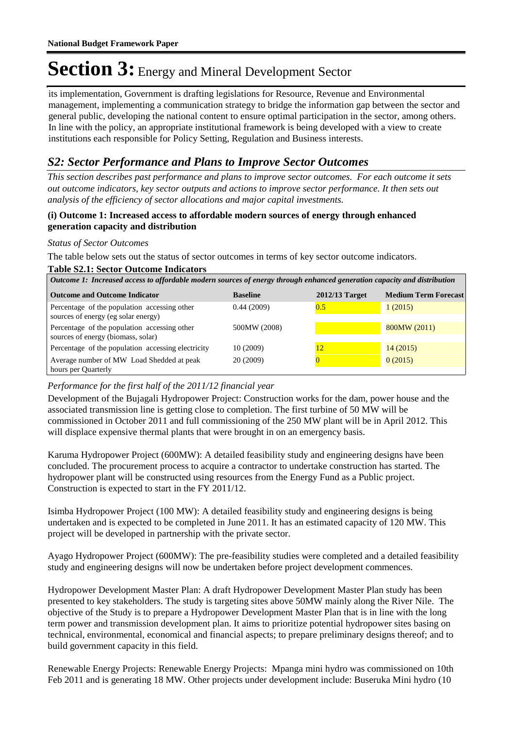# Section 3: Energy and Mineral Development Sector

its implementation, Government is drafting legislations for Resource, Revenue and Environmental management, implementing a communication strategy to bridge the information gap between the sector and general public, developing the national content to ensure optimal participation in the sector, among others. In line with the policy, an appropriate institutional framework is being developed with a view to create institutions each responsible for Policy Setting, Regulation and Business interests.

## *S2: Sector Performance and Plans to Improve Sector Outcomes*

*This section describes past performance and plans to improve sector outcomes. For each outcome it sets out outcome indicators, key sector outputs and actions to improve sector performance. It then sets out analysis of the efficiency of sector allocations and major capital investments.*

**(i) Outcome 1: Increased access to affordable modern sources of energy through enhanced generation capacity and distribution**

*Status of Sector Outcomes*

The table below sets out the status of sector outcomes in terms of key sector outcome indicators.

**Table S2.1: Sector Outcome Indicators**

| *Outcome 1: Increased access to affordable modern sources of energy through enhanced generation capacity and distribution* | | | |
|---|---|---|---|
| **Outcome and Outcome Indicator** | **Baseline** | **2012/13 Target** | **Medium Term Forecast** |
| Percentage of the population accessing other sources of energy (eg solar energy) | 0.44 (2009) | 0.5 | 1 (2015) |
| Percentage of the population accessing other sources of energy (biomass, solar) | 500MW (2008) | | 800MW (2011) |
| Percentage of the population accessing electricity | 10 (2009) | 12 | 14 (2015) |
| Average number of MW Load Shedded at peak hours per Quarterly | 20 (2009) | 0 | 0 (2015) |

*Performance for the first half of the 2011/12 financial year*

Development of the Bujagali Hydropower Project: Construction works for the dam, power house and the associated transmission line is getting close to completion. The first turbine of 50 MW will be commissioned in October 2011 and full commissioning of the 250 MW plant will be in April 2012. This will displace expensive thermal plants that were brought in on an emergency basis.

Karuma Hydropower Project (600MW): A detailed feasibility study and engineering designs have been concluded. The procurement process to acquire a contractor to undertake construction has started. The hydropower plant will be constructed using resources from the Energy Fund as a Public project. Construction is expected to start in the FY 2011/12.

Isimba Hydropower Project (100 MW): A detailed feasibility study and engineering designs is being undertaken and is expected to be completed in June 2011. It has an estimated capacity of 120 MW. This project will be developed in partnership with the private sector.

Ayago Hydropower Project (600MW): The pre-feasibility studies were completed and a detailed feasibility study and engineering designs will now be undertaken before project development commences.

Hydropower Development Master Plan: A draft Hydropower Development Master Plan study has been presented to key stakeholders. The study is targeting sites above 50MW mainly along the River Nile. The objective of the Study is to prepare a Hydropower Development Master Plan that is in line with the long term power and transmission development plan. It aims to prioritize potential hydropower sites basing on technical, environmental, economical and financial aspects; to prepare preliminary designs thereof; and to build government capacity in this field.

Renewable Energy Projects: Renewable Energy Projects: Mpanga mini hydro was commissioned on 10th Feb 2011 and is generating 18 MW. Other projects under development include: Buseruka Mini hydro (10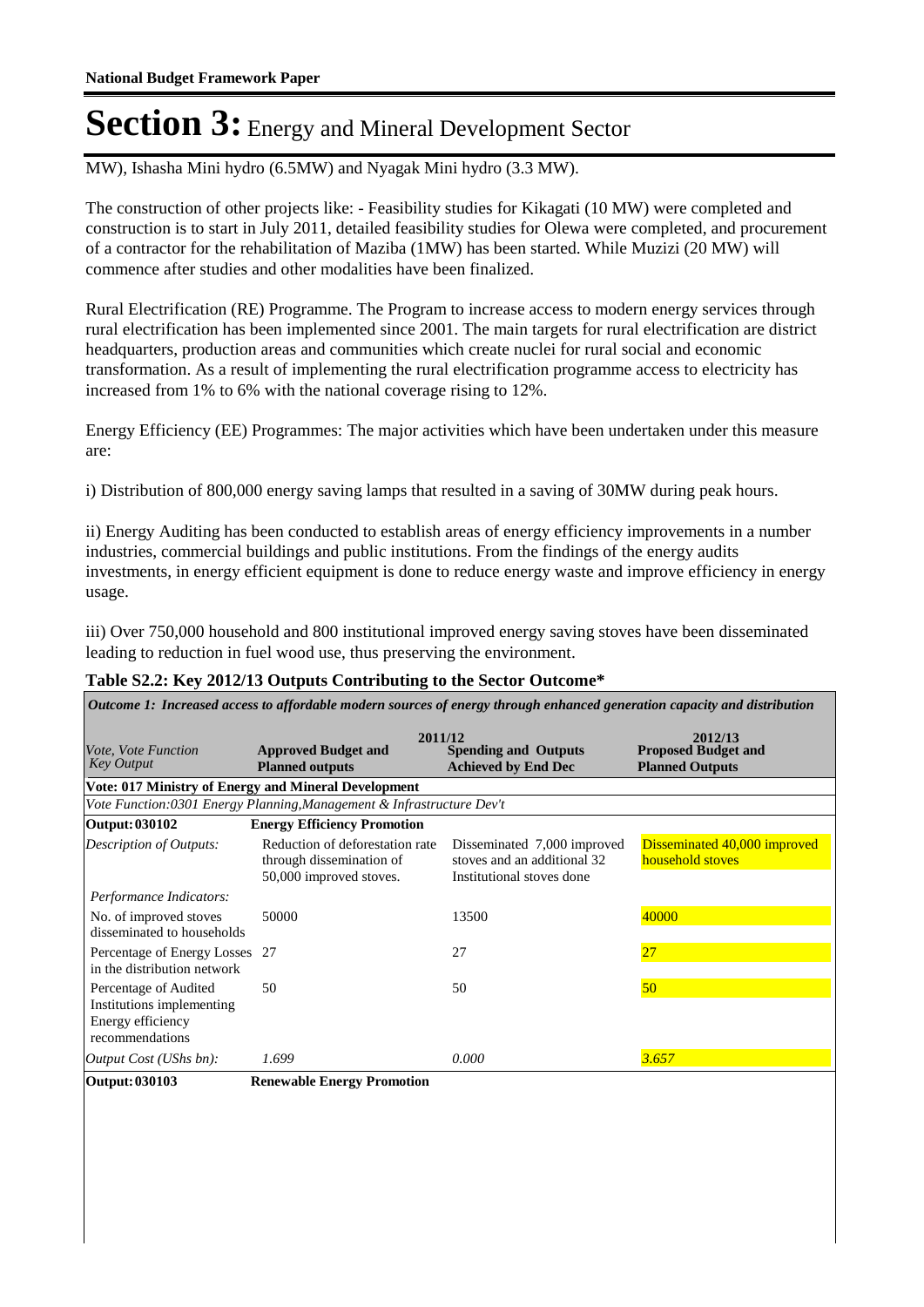MW), Ishasha Mini hydro (6.5MW) and Nyagak Mini hydro (3.3 MW).

The construction of other projects like: - Feasibility studies for Kikagati (10 MW) were completed and construction is to start in July 2011, detailed feasibility studies for Olewa were completed, and procurement of a contractor for the rehabilitation of Maziba (1MW) has been started. While Muzizi (20 MW) will commence after studies and other modalities have been finalized.

Rural Electrification (RE) Programme. The Program to increase access to modern energy services through rural electrification has been implemented since 2001. The main targets for rural electrification are district headquarters, production areas and communities which create nuclei for rural social and economic transformation. As a result of implementing the rural electrification programme access to electricity has increased from 1% to 6% with the national coverage rising to 12%.

Energy Efficiency (EE) Programmes: The major activities which have been undertaken under this measure are:

i) Distribution of 800,000 energy saving lamps that resulted in a saving of 30MW during peak hours.

ii) Energy Auditing has been conducted to establish areas of energy efficiency improvements in a number industries, commercial buildings and public institutions. From the findings of the energy audits investments, in energy efficient equipment is done to reduce energy waste and improve efficiency in energy usage.

iii) Over 750,000 household and 800 institutional improved energy saving stoves have been disseminated leading to reduction in fuel wood use, thus preserving the environment.

**Table S2.2: Key 2012/13 Outputs Contributing to the Sector Outcome***

*Outcome 1: Increased access to affordable modern sources of energy through enhanced generation capacity and distribution*

| *Vote, Vote Function Key Output* | 2011/12 Approved Budget and Planned outputs | 2011/12 Spending and Outputs Achieved by End Dec | 2012/13 Proposed Budget and Planned Outputs |
|---|---|---|---|
| **Vote: 017 Ministry of Energy and Mineral Development** | | | |
| *Vote Function:0301 Energy Planning,Management & Infrastructure Dev't* | | | |
| **Output: 030102** | **Energy Efficiency Promotion** | | |
| *Description of Outputs:* | Reduction of deforestation rate through dissemination of 50,000 improved stoves. | Disseminated 7,000 improved stoves and an additional 32 Institutional stoves done | Disseminated 40,000 improved household stoves |
| *Performance Indicators:* | | | |
| No. of improved stoves disseminated to households | 50000 | 13500 | 40000 |
| Percentage of Energy Losses in the distribution network | 27 | 27 | 27 |
| Percentage of Audited Institutions implementing Energy efficiency recommendations | 50 | 50 | 50 |
| *Output Cost (UShs bn):* | *1.699* | *0.000* | *3.657* |
| **Output: 030103** | **Renewable Energy Promotion** | | |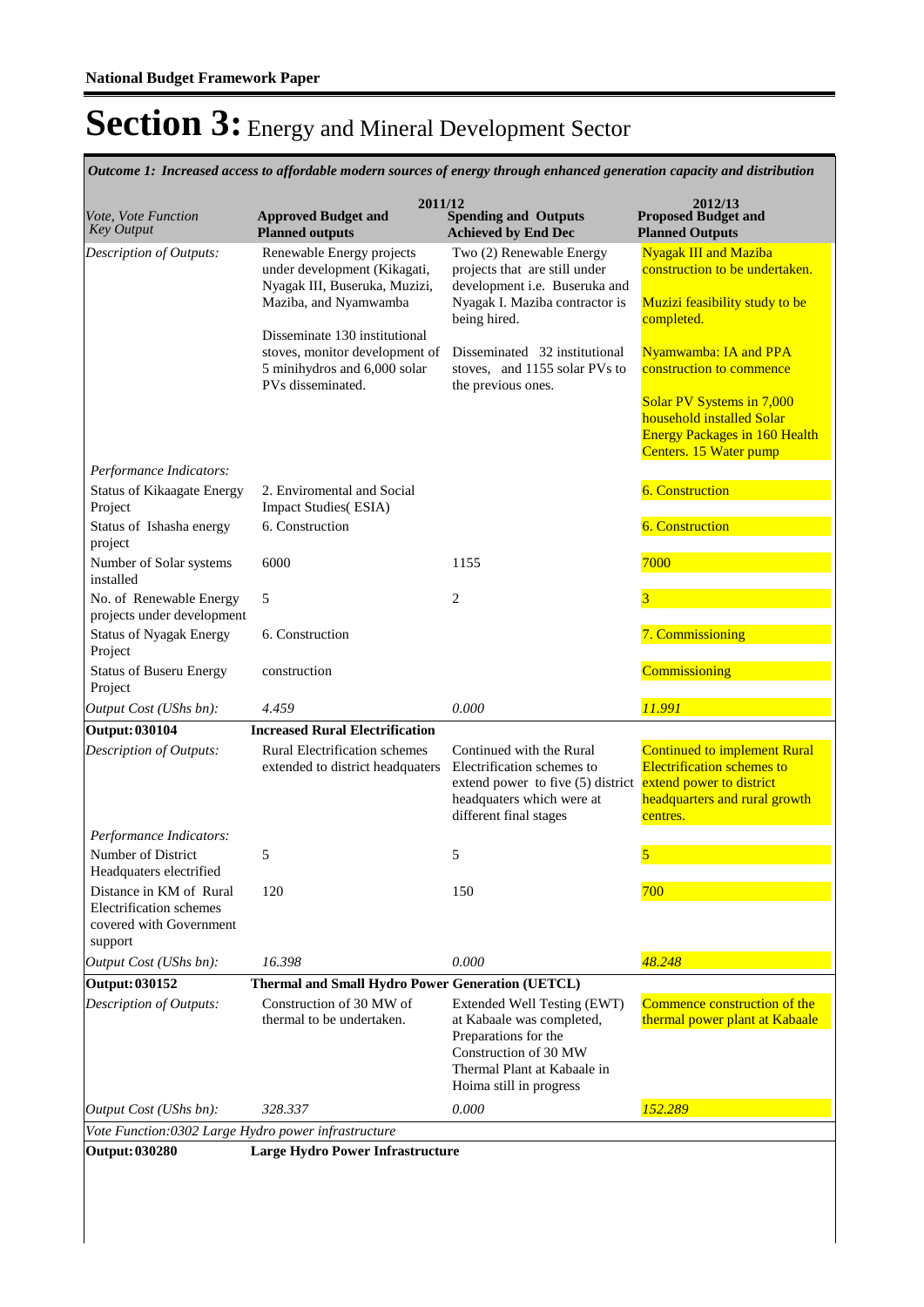**National Budget Framework Paper**

# Section 3: Energy and Mineral Development Sector

*Outcome 1: Increased access to affordable modern sources of energy through enhanced generation capacity and distribution*

| *Vote, Vote Function Key Output* | 2011/12 Approved Budget and Planned outputs | 2011/12 Spending and Outputs Achieved by End Dec | 2012/13 Proposed Budget and Planned Outputs |
|---|---|---|---|
| *Description of Outputs:* | Renewable Energy projects under development (Kikagati, Nyagak III, Buseruka, Muzizi, Maziba, and Nyamwamba<br><br>Disseminate 130 institutional stoves, monitor development of 5 minihydros and 6,000 solar PVs disseminated. | Two (2) Renewable Energy projects that are still under development i.e. Buseruka and Nyagak I. Maziba contractor is being hired.<br><br>Disseminated 32 institutional stoves, and 1155 solar PVs to the previous ones. | Nyagak III and Maziba construction to be undertaken.<br><br>Muzizi feasibility study to be completed.<br><br>Nyamwamba: IA and PPA construction to commence<br><br>Solar PV Systems in 7,000 household installed Solar Energy Packages in 160 Health Centers. 15 Water pump |
| *Performance Indicators:* | | | |
| Status of Kikaagate Energy Project | 2. Enviromental and Social Impact Studies( ESIA) | | 6. Construction |
| Status of Ishasha energy project | 6. Construction | | 6. Construction |
| Number of Solar systems installed | 6000 | 1155 | 7000 |
| No. of Renewable Energy projects under development | 5 | 2 | 3 |
| Status of Nyagak Energy Project | 6. Construction | | 7. Commissioning |
| Status of Buseru Energy Project | construction | | Commissioning |
| *Output Cost (UShs bn):* | *4.459* | *0.000* | *11.991* |
| **Output: 030104** | **Increased Rural Electrification** | | |
| *Description of Outputs:* | Rural Electrification schemes extended to district headquarters | Continued with the Rural Electrification schemes to extend power to five (5) district headquaters which were at different final stages | Continued to implement Rural Electrification schemes to extend power to district headquarters and rural growth centres. |
| *Performance Indicators:* | | | |
| Number of District Headquaters electrified | 5 | 5 | 5 |
| Distance in KM of Rural Electrification schemes covered with Government support | 120 | 150 | 700 |
| *Output Cost (UShs bn):* | *16.398* | *0.000* | *48.248* |
| **Output: 030152** | **Thermal and Small Hydro Power Generation (UETCL)** | | |
| *Description of Outputs:* | Construction of 30 MW of thermal to be undertaken. | Extended Well Testing (EWT) at Kabaale was completed, Preparations for the Construction of 30 MW Thermal Plant at Kabaale in Hoima still in progress | Commence construction of the thermal power plant at Kabaale |
| *Output Cost (UShs bn):* | *328.337* | *0.000* | *152.289* |
| *Vote Function:0302 Large Hydro power infrastructure* | | | |
| **Output: 030280** | **Large Hydro Power Infrastructure** | | |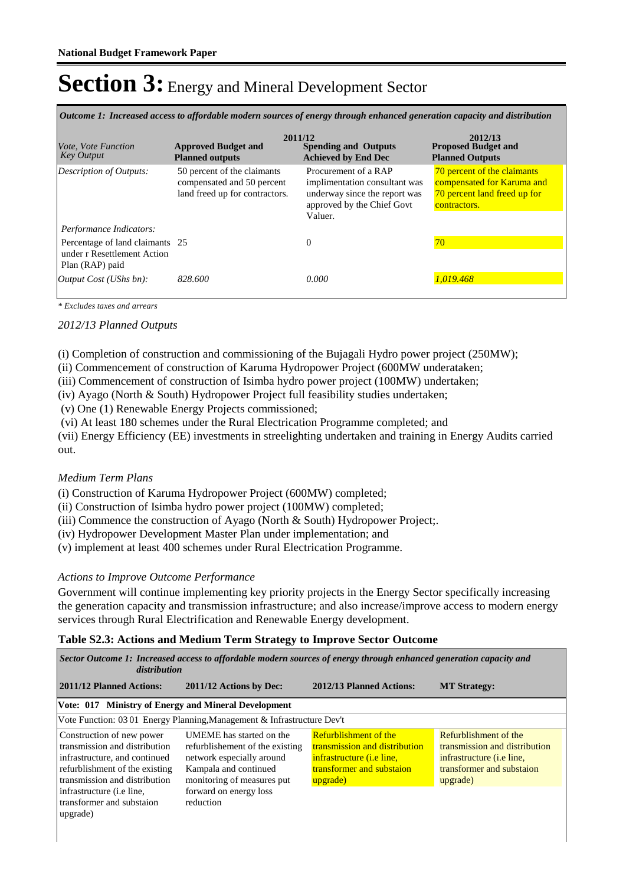**National Budget Framework Paper**

# Section 3: Energy and Mineral Development Sector

*Outcome 1: Increased access to affordable modern sources of energy through enhanced generation capacity and distribution*

| *Vote, Vote Function Key Output* | 2011/12 **Approved Budget and Planned outputs** | 2011/12 **Spending and Outputs Achieved by End Dec** | 2012/13 **Proposed Budget and Planned Outputs** |
|---|---|---|---|
| *Description of Outputs:* | 50 percent of the claimants compensated and 50 percent land freed up for contractors. | Procurement of a RAP implimentation consultant was underway since the report was approved by the Chief Govt Valuer. | 70 percent of the claimants compensated for Karuma and 70 percent land freed up for contractors. |
| *Performance Indicators:* | | | |
| Percentage of land claimants under r Resettlement Action Plan (RAP) paid | 25 | 0 | 70 |
| *Output Cost (UShs bn):* | *828.600* | *0.000* | *1,019.468* |

*\* Excludes taxes and arrears*

*2012/13 Planned Outputs*

(i) Completion of construction and commissioning of the Bujagali Hydro power project (250MW);
(ii) Commencement of construction of Karuma Hydropower Project (600MW underataken;
(iii) Commencement of construction of Isimba hydro power project (100MW) undertaken;
(iv) Ayago (North & South) Hydropower Project full feasibility studies undertaken;
(v) One (1) Renewable Energy Projects commissioned;
(vi) At least 180 schemes under the Rural Electrication Programme completed; and
(vii) Energy Efficiency (EE) investments in streelighting undertaken and training in Energy Audits carried out.

*Medium Term Plans*

(i) Construction of Karuma Hydropower Project (600MW) completed;
(ii) Construction of Isimba hydro power project (100MW) completed;
(iii) Commence the construction of Ayago (North & South) Hydropower Project;.
(iv) Hydropower Development Master Plan under implementation; and
(v) implement at least 400 schemes under Rural Electrication Programme.

*Actions to Improve Outcome Performance*

Government will continue implementing key priority projects in the Energy Sector specifically increasing the generation capacity and transmission infrastructure; and also increase/improve access to modern energy services through Rural Electrification and Renewable Energy development.

**Table S2.3: Actions and Medium Term Strategy to Improve Sector Outcome**

| *Sector Outcome 1: Increased access to affordable modern sources of energy through enhanced generation capacity and distribution* | | | |
|---|---|---|---|
| **2011/12 Planned Actions:** | **2011/12 Actions by Dec:** | **2012/13 Planned Actions:** | **MT Strategy:** |
| **Vote: 017 Ministry of Energy and Mineral Development** | | | |
| Vote Function: 03 01 Energy Planning,Management & Infrastructure Dev't | | | |
| Construction of new power transmission and distribution infrastructure, and continued refurblishment of the existing transmission and distribution infrastructure (i.e line, transformer and substaion upgrade) | UMEME has started on the refurblishement of the existing network especially around Kampala and continued monitoring of measures put forward on energy loss reduction | Refurblishment of the transmission and distribution infrastructure (i.e line, transformer and substaion upgrade) | Refurblishment of the transmission and distribution infrastructure (i.e line, transformer and substaion upgrade) |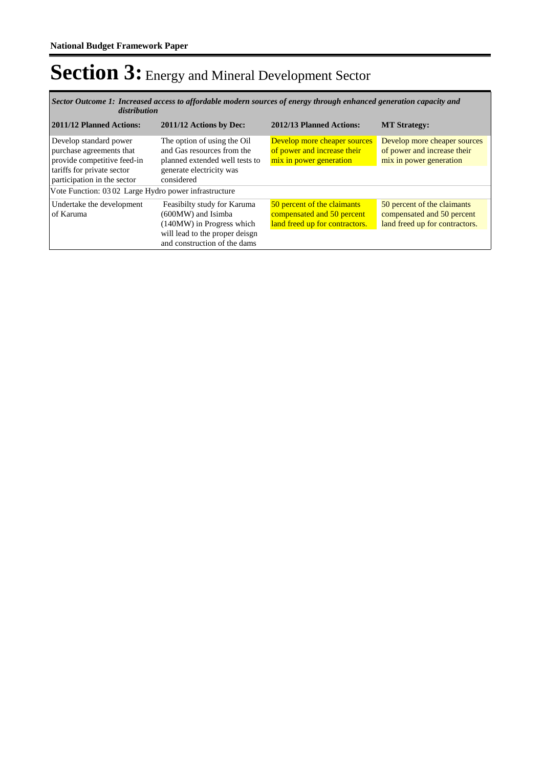# Section 3: Energy and Mineral Development Sector

| *Sector Outcome 1: Increased access to affordable modern sources of energy through enhanced generation capacity and distribution* | | | |
|---|---|---|---|
| **2011/12 Planned Actions:** | **2011/12 Actions by Dec:** | **2012/13 Planned Actions:** | **MT Strategy:** |
| Develop standard power purchase agreements that provide competitive feed-in tariffs for private sector participation in the sector | The option of using the Oil and Gas resources from the planned extended well tests to generate electricity was considered | Develop more cheaper sources of power and increase their mix in power generation | Develop more cheaper sources of power and increase their mix in power generation |
| Vote Function: 03 02 Large Hydro power infrastructure | | | |
| Undertake the development of Karuma | Feasibilty study for Karuma (600MW) and Isimba (140MW) in Progress which will lead to the proper deisgn and construction of the dams | 50 percent of the claimants compensated and 50 percent land freed up for contractors. | 50 percent of the claimants compensated and 50 percent land freed up for contractors. |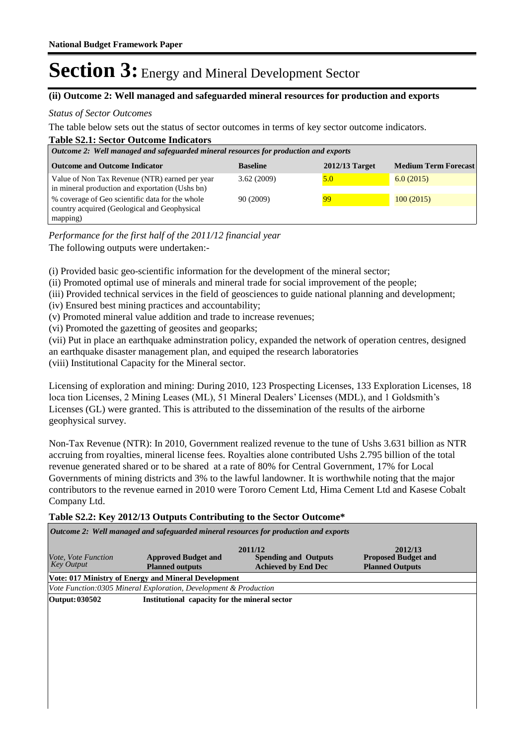# Section 3: Energy and Mineral Development Sector

### (ii) Outcome 2: Well managed and safeguarded mineral resources for production and exports

*Status of Sector Outcomes*

The table below sets out the status of sector outcomes in terms of key sector outcome indicators.

**Table S2.1: Sector Outcome Indicators**

| *Outcome 2: Well managed and safeguarded mineral resources for production and exports* | | | |
|---|---|---|---|
| **Outcome and Outcome Indicator** | **Baseline** | **2012/13 Target** | **Medium Term Forecast** |
| Value of Non Tax Revenue (NTR) earned per year in mineral production and exportation (Ushs bn) | 3.62 (2009) | 5.0 | 6.0 (2015) |
| % coverage of Geo scientific data for the whole country acquired (Geological and Geophysical mapping) | 90 (2009) | 99 | 100 (2015) |

*Performance for the first half of the 2011/12 financial year*

The following outputs were undertaken:-

(i) Provided basic geo-scientific information for the development of the mineral sector;
(ii) Promoted optimal use of minerals and mineral trade for social improvement of the people;
(iii) Provided technical services in the field of geosciences to guide national planning and development;
(iv) Ensured best mining practices and accountability;
(v) Promoted mineral value addition and trade to increase revenues;
(vi) Promoted the gazetting of geosites and geoparks;
(vii) Put in place an earthquake adminstration policy, expanded the network of operation centres, designed an earthquake disaster management plan, and equiped the research laboratories
(viii) Institutional Capacity for the Mineral sector.

Licensing of exploration and mining: During 2010, 123 Prospecting Licenses, 133 Exploration Licenses, 18 loca tion Licenses, 2 Mining Leases (ML), 51 Mineral Dealers' Licenses (MDL), and 1 Goldsmith's Licenses (GL) were granted. This is attributed to the dissemination of the results of the airborne geophysical survey.

Non-Tax Revenue (NTR): In 2010, Government realized revenue to the tune of Ushs 3.631 billion as NTR accruing from royalties, mineral license fees. Royalties alone contributed Ushs 2.795 billion of the total revenue generated shared or to be shared at a rate of 80% for Central Government, 17% for Local Governments of mining districts and 3% to the lawful landowner. It is worthwhile noting that the major contributors to the revenue earned in 2010 were Tororo Cement Ltd, Hima Cement Ltd and Kasese Cobalt Company Ltd.

**Table S2.2: Key 2012/13 Outputs Contributing to the Sector Outcome\***

| *Outcome 2: Well managed and safeguarded mineral resources for production and exports* | | | |
|---|---|---|---|
| | 2011/12 | | 2012/13 |
| *Vote, Vote Function Key Output* | **Approved Budget and Planned outputs** | **Spending and Outputs Achieved by End Dec** | **Proposed Budget and Planned Outputs** |
| **Vote: 017 Ministry of Energy and Mineral Development** | | | |
| *Vote Function:0305 Mineral Exploration, Development & Production* | | | |
| **Output: 030502** | **Institutional capacity for the mineral sector** | | |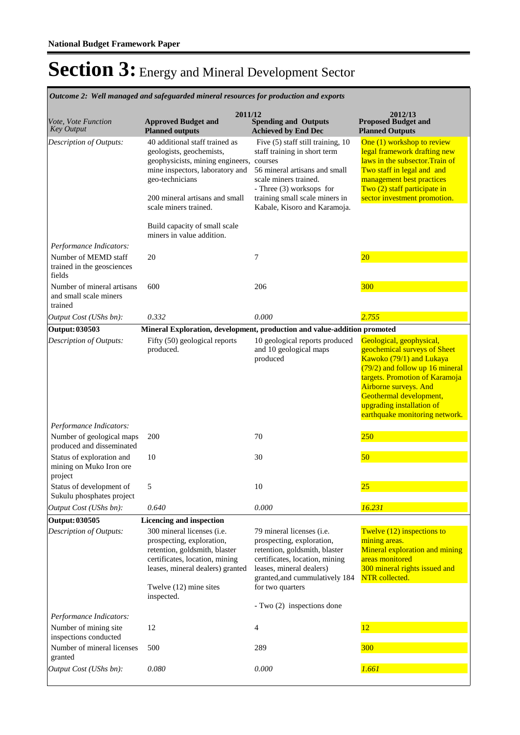# Section 3: Energy and Mineral Development Sector

*Outcome 2: Well managed and safeguarded mineral resources for production and exports*

| *Vote, Vote Function Key Output* | 2011/12 **Approved Budget and Planned outputs** | **Spending and Outputs Achieved by End Dec** | 2012/13 **Proposed Budget and Planned Outputs** |
|---|---|---|---|
| *Description of Outputs:* | 40 additional staff trained as geologists, geochemists, geophysicists, mining engineers, mine inspectors, laboratory and geo-technicians<br><br>200 mineral artisans and small scale miners trained.<br><br>Build capacity of small scale miners in value addition. | Five (5) staff still training, 10 staff training in short term courses<br>56 mineral artisans and small scale miners trained.<br>- Three (3) worksops for training small scale miners in Kabale, Kisoro and Karamoja. | One (1) workshop to review legal framework drafting new laws in the subsector.Train of Two staff in legal and and management best practices<br>Two (2) staff participate in sector investment promotion. |
| *Performance Indicators:* | | | |
| Number of MEMD staff trained in the geosciences fields | 20 | 7 | 20 |
| Number of mineral artisans and small scale miners trained | 600 | 206 | 300 |
| *Output Cost (UShs bn):* | *0.332* | *0.000* | *2.755* |
| **Output: 030503** | **Mineral Exploration, development, production and value-addition promoted** | | |
| *Description of Outputs:* | Fifty (50) geological reports produced. | 10 geological reports produced and 10 geological maps produced | Geological, geophysical, geochemical surveys of Sheet Kawoko (79/1) and Lukaya (79/2) and follow up 16 mineral targets. Promotion of Karamoja Airborne surveys. And Geothermal development, upgrading installation of earthquake monitoring network. |
| *Performance Indicators:* | | | |
| Number of geological maps produced and disseminated | 200 | 70 | 250 |
| Status of exploration and mining on Muko Iron ore project | 10 | 30 | 50 |
| Status of development of Sukulu phosphates project | 5 | 10 | 25 |
| *Output Cost (UShs bn):* | *0.640* | *0.000* | *16.231* |
| **Output: 030505** | **Licencing and inspection** | | |
| *Description of Outputs:* | 300 mineral licenses (i.e. prospecting, exploration, retention, goldsmith, blaster certificates, location, mining leases, mineral dealers) granted<br><br>Twelve (12) mine sites inspected. | 79 mineral licenses (i.e. prospecting, exploration, retention, goldsmith, blaster certificates, location, mining leases, mineral dealers) granted,and cummulatively 184 for two quarters<br><br>- Two (2) inspections done | Twelve (12) inspections to mining areas.<br>Mineral exploration and mining areas monitored<br>300 mineral rights issued and NTR collected. |
| *Performance Indicators:* | | | |
| Number of mining site inspections conducted | 12 | 4 | 12 |
| Number of mineral licenses granted | 500 | 289 | 300 |
| *Output Cost (UShs bn):* | *0.080* | *0.000* | *1.661* |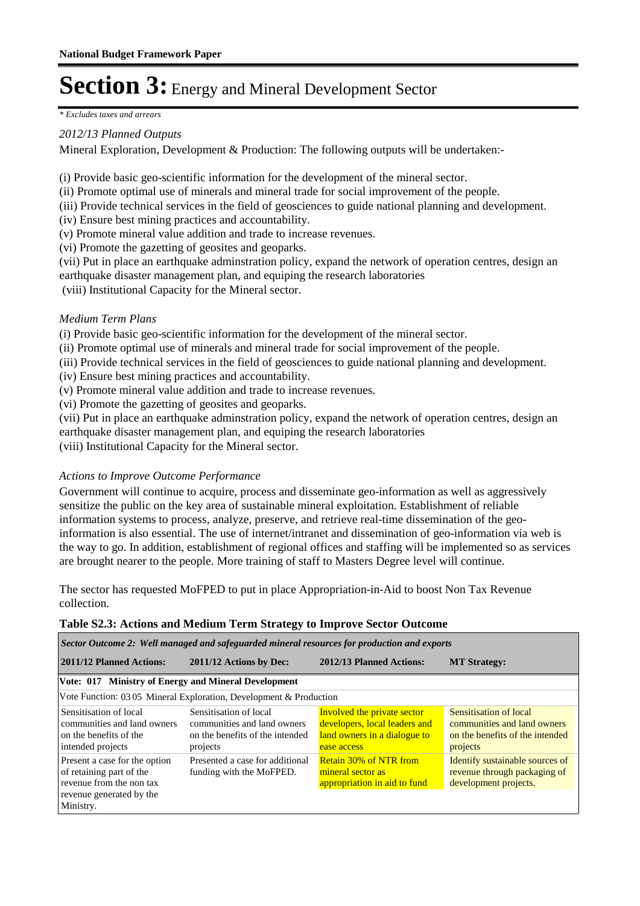*\* Excludes taxes and arrears*

*2012/13 Planned Outputs*

Mineral Exploration, Development & Production: The following outputs will be undertaken:-

(i) Provide basic geo-scientific information for the development of the mineral sector.
(ii) Promote optimal use of minerals and mineral trade for social improvement of the people.
(iii) Provide technical services in the field of geosciences to guide national planning and development.
(iv) Ensure best mining practices and accountability.
(v) Promote mineral value addition and trade to increase revenues.
(vi) Promote the gazetting of geosites and geoparks.
(vii) Put in place an earthquake adminstration policy, expand the network of operation centres, design an earthquake disaster management plan, and equiping the research laboratories
(viii) Institutional Capacity for the Mineral sector.

*Medium Term Plans*

(i) Provide basic geo-scientific information for the development of the mineral sector.
(ii) Promote optimal use of minerals and mineral trade for social improvement of the people.
(iii) Provide technical services in the field of geosciences to guide national planning and development.
(iv) Ensure best mining practices and accountability.
(v) Promote mineral value addition and trade to increase revenues.
(vi) Promote the gazetting of geosites and geoparks.
(vii) Put in place an earthquake adminstration policy, expand the network of operation centres, design an earthquake disaster management plan, and equiping the research laboratories
(viii) Institutional Capacity for the Mineral sector.

*Actions to Improve Outcome Performance*

Government will continue to acquire, process and disseminate geo-information as well as aggressively sensitize the public on the key area of sustainable mineral exploitation. Establishment of reliable information systems to process, analyze, preserve, and retrieve real-time dissemination of the geo-information is also essential. The use of internet/intranet and dissemination of geo-information via web is the way to go. In addition, establishment of regional offices and staffing will be implemented so as services are brought nearer to the people. More training of staff to Masters Degree level will continue.

The sector has requested MoFPED to put in place Appropriation-in-Aid to boost Non Tax Revenue collection.

**Table S2.3: Actions and Medium Term Strategy to Improve Sector Outcome**

| *Sector Outcome 2: Well managed and safeguarded mineral resources for production and exports* | | | |
|---|---|---|---|
| **2011/12 Planned Actions:** | **2011/12 Actions by Dec:** | **2012/13 Planned Actions:** | **MT Strategy:** |
| **Vote: 017 Ministry of Energy and Mineral Development** | | | |
| Vote Function: 03 05 Mineral Exploration, Development & Production | | | |
| Sensitisation of local communities and land owners on the benefits of the intended projects | Sensitisation of local communities and land owners on the benefits of the intended projects | Involved the private sector developers, local leaders and land owners in a dialogue to ease access | Sensitisation of local communities and land owners on the benefits of the intended projects |
| Present a case for the option of retaining part of the revenue from the non tax revenue generated by the Ministry. | Presented a case for additional funding with the MoFPED. | Retain 30% of NTR from mineral sector as appropriation in aid to fund | Identify sustainable sources of revenue through packaging of development projects. |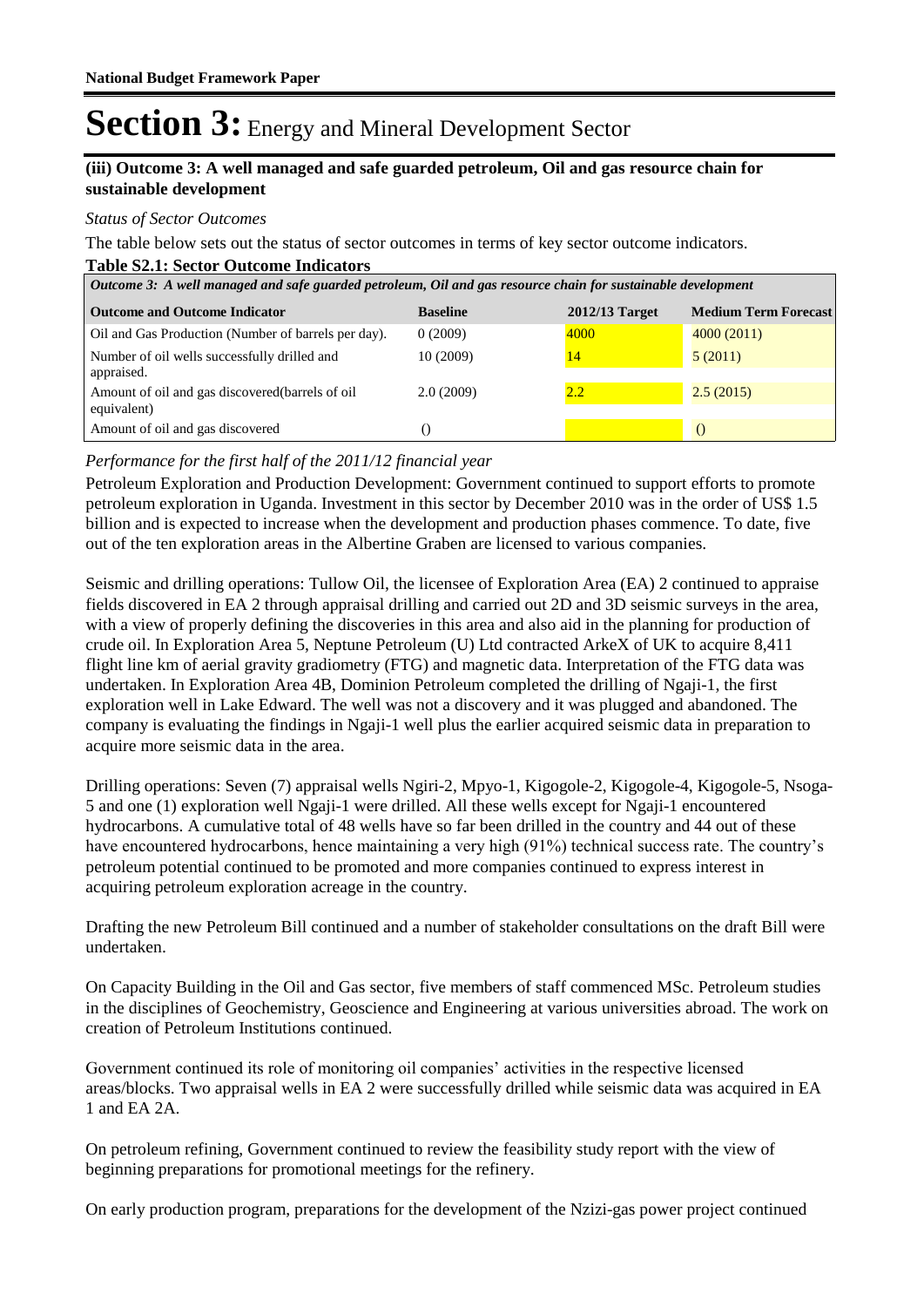# Section 3: Energy and Mineral Development Sector

**(iii) Outcome 3: A well managed and safe guarded petroleum, Oil and gas resource chain for sustainable development**

*Status of Sector Outcomes*

The table below sets out the status of sector outcomes in terms of key sector outcome indicators.

**Table S2.1: Sector Outcome Indicators**

| *Outcome 3: A well managed and safe guarded petroleum, Oil and gas resource chain for sustainable development* | | | |
|---|---|---|---|
| **Outcome and Outcome Indicator** | **Baseline** | **2012/13 Target** | **Medium Term Forecast** |
| Oil and Gas Production (Number of barrels per day). | 0 (2009) | 4000 | 4000 (2011) |
| Number of oil wells successfully drilled and appraised. | 10 (2009) | 14 | 5 (2011) |
| Amount of oil and gas discovered(barrels of oil equivalent) | 2.0 (2009) | 2.2 | 2.5 (2015) |
| Amount of oil and gas discovered | () | | () |

*Performance for the first half of the 2011/12 financial year*

Petroleum Exploration and Production Development: Government continued to support efforts to promote petroleum exploration in Uganda. Investment in this sector by December 2010 was in the order of US$ 1.5 billion and is expected to increase when the development and production phases commence. To date, five out of the ten exploration areas in the Albertine Graben are licensed to various companies.

Seismic and drilling operations: Tullow Oil, the licensee of Exploration Area (EA) 2 continued to appraise fields discovered in EA 2 through appraisal drilling and carried out 2D and 3D seismic surveys in the area, with a view of properly defining the discoveries in this area and also aid in the planning for production of crude oil. In Exploration Area 5, Neptune Petroleum (U) Ltd contracted ArkeX of UK to acquire 8,411 flight line km of aerial gravity gradiometry (FTG) and magnetic data. Interpretation of the FTG data was undertaken. In Exploration Area 4B, Dominion Petroleum completed the drilling of Ngaji-1, the first exploration well in Lake Edward. The well was not a discovery and it was plugged and abandoned. The company is evaluating the findings in Ngaji-1 well plus the earlier acquired seismic data in preparation to acquire more seismic data in the area.

Drilling operations: Seven (7) appraisal wells Ngiri-2, Mpyo-1, Kigogole-2, Kigogole-4, Kigogole-5, Nsoga-5 and one (1) exploration well Ngaji-1 were drilled. All these wells except for Ngaji-1 encountered hydrocarbons. A cumulative total of 48 wells have so far been drilled in the country and 44 out of these have encountered hydrocarbons, hence maintaining a very high (91%) technical success rate. The country's petroleum potential continued to be promoted and more companies continued to express interest in acquiring petroleum exploration acreage in the country.

Drafting the new Petroleum Bill continued and a number of stakeholder consultations on the draft Bill were undertaken.

On Capacity Building in the Oil and Gas sector, five members of staff commenced MSc. Petroleum studies in the disciplines of Geochemistry, Geoscience and Engineering at various universities abroad. The work on creation of Petroleum Institutions continued.

Government continued its role of monitoring oil companies' activities in the respective licensed areas/blocks. Two appraisal wells in EA 2 were successfully drilled while seismic data was acquired in EA 1 and EA 2A.

On petroleum refining, Government continued to review the feasibility study report with the view of beginning preparations for promotional meetings for the refinery.

On early production program, preparations for the development of the Nzizi-gas power project continued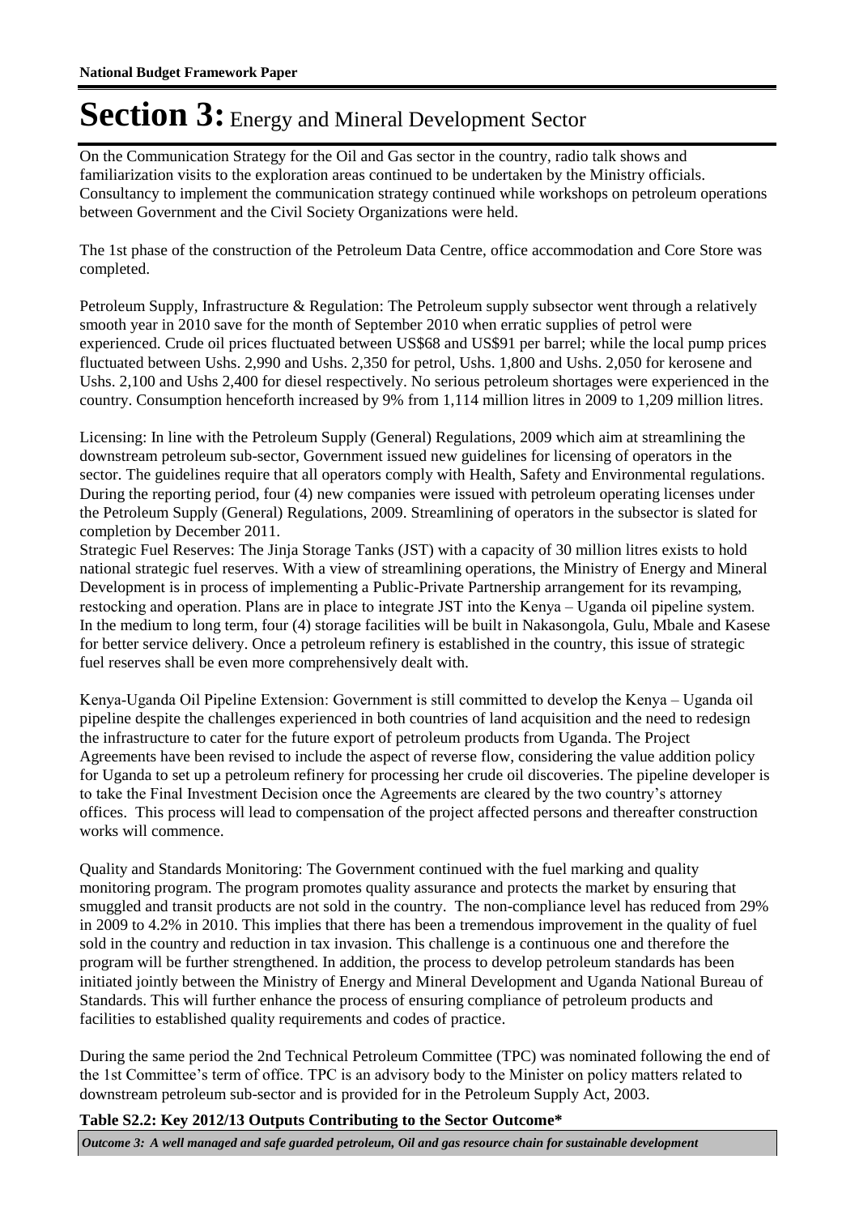On the Communication Strategy for the Oil and Gas sector in the country, radio talk shows and familiarization visits to the exploration areas continued to be undertaken by the Ministry officials. Consultancy to implement the communication strategy continued while workshops on petroleum operations between Government and the Civil Society Organizations were held.

The 1st phase of the construction of the Petroleum Data Centre, office accommodation and Core Store was completed.

Petroleum Supply, Infrastructure & Regulation: The Petroleum supply subsector went through a relatively smooth year in 2010 save for the month of September 2010 when erratic supplies of petrol were experienced. Crude oil prices fluctuated between US$68 and US$91 per barrel; while the local pump prices fluctuated between Ushs. 2,990 and Ushs. 2,350 for petrol, Ushs. 1,800 and Ushs. 2,050 for kerosene and Ushs. 2,100 and Ushs 2,400 for diesel respectively. No serious petroleum shortages were experienced in the country. Consumption henceforth increased by 9% from 1,114 million litres in 2009 to 1,209 million litres.

Licensing: In line with the Petroleum Supply (General) Regulations, 2009 which aim at streamlining the downstream petroleum sub-sector, Government issued new guidelines for licensing of operators in the sector. The guidelines require that all operators comply with Health, Safety and Environmental regulations. During the reporting period, four (4) new companies were issued with petroleum operating licenses under the Petroleum Supply (General) Regulations, 2009. Streamlining of operators in the subsector is slated for completion by December 2011.

Strategic Fuel Reserves: The Jinja Storage Tanks (JST) with a capacity of 30 million litres exists to hold national strategic fuel reserves. With a view of streamlining operations, the Ministry of Energy and Mineral Development is in process of implementing a Public-Private Partnership arrangement for its revamping, restocking and operation. Plans are in place to integrate JST into the Kenya – Uganda oil pipeline system. In the medium to long term, four (4) storage facilities will be built in Nakasongola, Gulu, Mbale and Kasese for better service delivery. Once a petroleum refinery is established in the country, this issue of strategic fuel reserves shall be even more comprehensively dealt with.

Kenya-Uganda Oil Pipeline Extension: Government is still committed to develop the Kenya – Uganda oil pipeline despite the challenges experienced in both countries of land acquisition and the need to redesign the infrastructure to cater for the future export of petroleum products from Uganda. The Project Agreements have been revised to include the aspect of reverse flow, considering the value addition policy for Uganda to set up a petroleum refinery for processing her crude oil discoveries. The pipeline developer is to take the Final Investment Decision once the Agreements are cleared by the two country's attorney offices. This process will lead to compensation of the project affected persons and thereafter construction works will commence.

Quality and Standards Monitoring: The Government continued with the fuel marking and quality monitoring program. The program promotes quality assurance and protects the market by ensuring that smuggled and transit products are not sold in the country. The non-compliance level has reduced from 29% in 2009 to 4.2% in 2010. This implies that there has been a tremendous improvement in the quality of fuel sold in the country and reduction in tax invasion. This challenge is a continuous one and therefore the program will be further strengthened. In addition, the process to develop petroleum standards has been initiated jointly between the Ministry of Energy and Mineral Development and Uganda National Bureau of Standards. This will further enhance the process of ensuring compliance of petroleum products and facilities to established quality requirements and codes of practice.

During the same period the 2nd Technical Petroleum Committee (TPC) was nominated following the end of the 1st Committee's term of office. TPC is an advisory body to the Minister on policy matters related to downstream petroleum sub-sector and is provided for in the Petroleum Supply Act, 2003.

**Table S2.2: Key 2012/13 Outputs Contributing to the Sector Outcome***

| *Outcome 3: A well managed and safe guarded petroleum, Oil and gas resource chain for sustainable development* |
|---|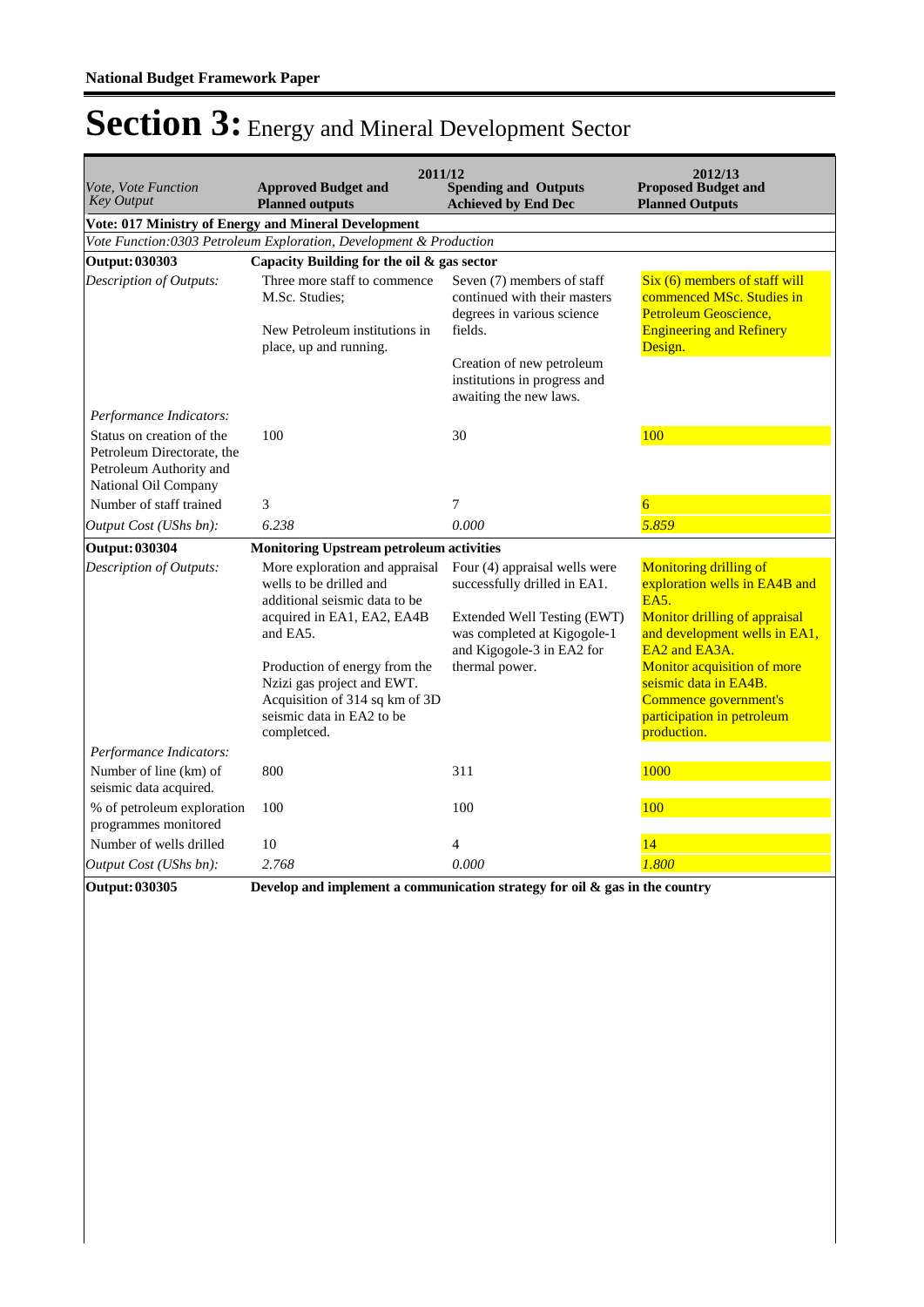**National Budget Framework Paper**

# Section 3: Energy and Mineral Development Sector

| *Vote, Vote Function Key Output* | 2011/12 Approved Budget and Planned outputs | 2011/12 Spending and Outputs Achieved by End Dec | 2012/13 Proposed Budget and Planned Outputs |
|---|---|---|---|
| **Vote: 017 Ministry of Energy and Mineral Development** | | | |
| *Vote Function:0303 Petroleum Exploration, Development & Production* | | | |
| **Output: 030303** | **Capacity Building for the oil & gas sector** | | |
| *Description of Outputs:* | Three more staff to commence M.Sc. Studies; New Petroleum institutions in place, up and running. | Seven (7) members of staff continued with their masters degrees in various science fields. Creation of new petroleum institutions in progress and awaiting the new laws. | Six (6) members of staff will commenced MSc. Studies in Petroleum Geoscience, Engineering and Refinery Design. |
| *Performance Indicators:* | | | |
| Status on creation of the Petroleum Directorate, the Petroleum Authority and National Oil Company | 100 | 30 | 100 |
| Number of staff trained | 3 | 7 | 6 |
| *Output Cost (UShs bn):* | *6.238* | *0.000* | *5.859* |
| **Output: 030304** | **Monitoring Upstream petroleum activities** | | |
| *Description of Outputs:* | More exploration and appraisal wells to be drilled and additional seismic data to be acquired in EA1, EA2, EA4B and EA5. Production of energy from the Nzizi gas project and EWT. Acquisition of 314 sq km of 3D seismic data in EA2 to be completced. | Four (4) appraisal wells were successfully drilled in EA1. Extended Well Testing (EWT) was completed at Kigogole-1 and Kigogole-3 in EA2 for thermal power. | Monitoring drilling of exploration wells in EA4B and EA5. Monitor drilling of appraisal and development wells in EA1, EA2 and EA3A. Monitor acquisition of more seismic data in EA4B. Commence government's participation in petroleum production. |
| *Performance Indicators:* | | | |
| Number of line (km) of seismic data acquired. | 800 | 311 | 1000 |
| % of petroleum exploration programmes monitored | 100 | 100 | 100 |
| Number of wells drilled | 10 | 4 | 14 |
| *Output Cost (UShs bn):* | *2.768* | *0.000* | *1.800* |
| **Output: 030305** | **Develop and implement a communication strategy for oil & gas in the country** | | |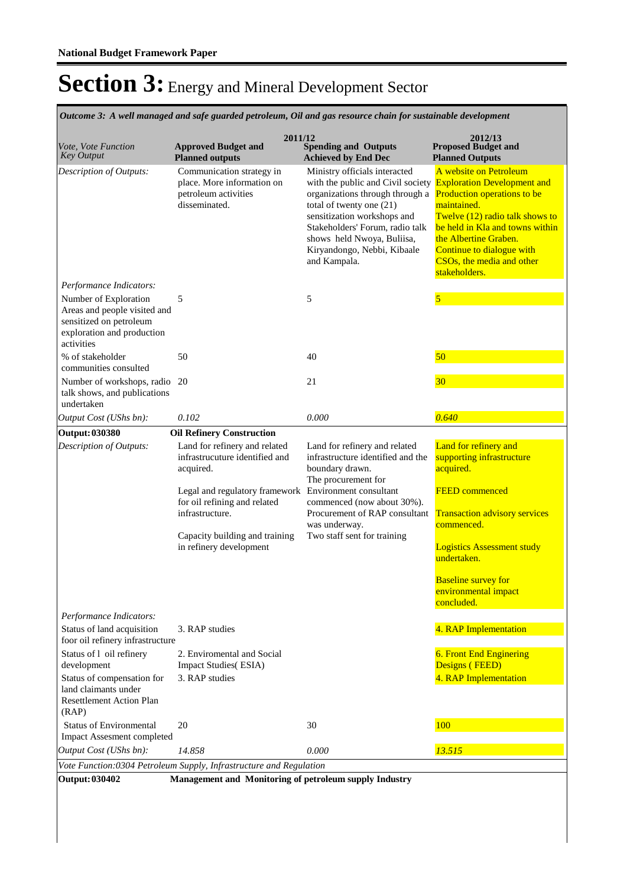**National Budget Framework Paper**

# Section 3: Energy and Mineral Development Sector

*Outcome 3: A well managed and safe guarded petroleum, Oil and gas resource chain for sustainable development*

| *Vote, Vote Function Key Output* | 2011/12 Approved Budget and Planned outputs | 2011/12 Spending and Outputs Achieved by End Dec | 2012/13 Proposed Budget and Planned Outputs |
|---|---|---|---|
| *Description of Outputs:* | Communication strategy in place. More information on petroleum activities disseminated. | Ministry officials interacted with the public and Civil society organizations through through a total of twenty one (21) sensitization workshops and Stakeholders' Forum, radio talk shows held Nwoya, Buliisa, Kiryandongo, Nebbi, Kibaale and Kampala. | A website on Petroleum Exploration Development and Production operations to be maintained. Twelve (12) radio talk shows to be held in Kla and towns within the Albertine Graben. Continue to dialogue with CSOs, the media and other stakeholders. |
| *Performance Indicators:* | | | |
| Number of Exploration Areas and people visited and sensitized on petroleum exploration and production activities | 5 | 5 | 5 |
| % of stakeholder communities consulted | 50 | 40 | 50 |
| Number of workshops, radio talk shows, and publications undertaken | 20 | 21 | 30 |
| *Output Cost (UShs bn):* | *0.102* | *0.000* | *0.640* |
| **Output: 030380** | **Oil Refinery Construction** | | |
| *Description of Outputs:* | Land for refinery and related infrastrucuture identified and acquired. Legal and regulatory framework for oil refining and related infrastructure. Capacity building and training in refinery development | Land for refinery and related infrastructure identified and the boundary drawn. The procurement for Environment consultant commenced (now about 30%). Procurement of RAP consultant was underway. Two staff sent for training | Land for refinery and supporting infrastructure acquired. FEED commenced Transaction advisory services commenced. Logistics Assessment study undertaken. Baseline survey for environmental impact concluded. |
| *Performance Indicators:* | | | |
| Status of land acquisition foor oil refinery infrastructure | 3. RAP studies | | 4. RAP Implementation |
| Status of l oil refinery development | 2. Enviromental and Social Impact Studies( ESIA) | | 6. Front End Enginering Designs ( FEED) |
| Status of compensation for land claimants under Resettlement Action Plan (RAP) | 3. RAP studies | | 4. RAP Implementation |
| Status of Environmental Impact Assesment completed | 20 | 30 | 100 |
| *Output Cost (UShs bn):* | *14.858* | *0.000* | *13.515* |
| *Vote Function:0304 Petroleum Supply, Infrastructure and Regulation* | | | |
| **Output: 030402** | **Management and Monitoring of petroleum supply Industry** | | |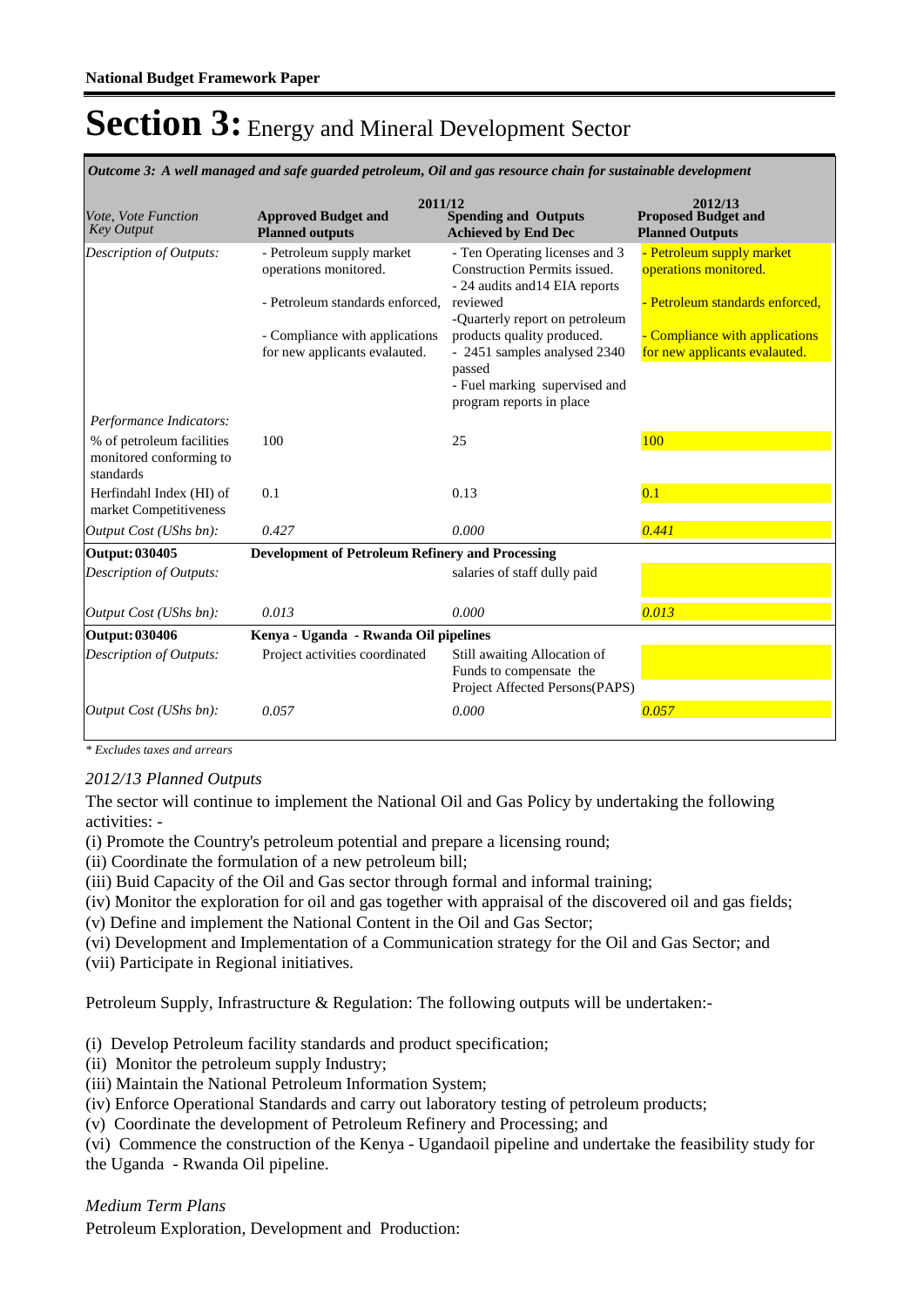# Section 3: Energy and Mineral Development Sector

*Outcome 3: A well managed and safe guarded petroleum, Oil and gas resource chain for sustainable development*

| *Vote, Vote Function Key Output* | 2011/12 **Approved Budget and Planned outputs** | **Spending and Outputs Achieved by End Dec** | 2012/13 **Proposed Budget and Planned Outputs** |
|---|---|---|---|
| *Description of Outputs:* | - Petroleum supply market operations monitored.<br><br>- Petroleum standards enforced,<br><br>- Compliance with applications for new applicants evalauted. | - Ten Operating licenses and 3 Construction Permits issued.<br>- 24 audits and14 EIA reports reviewed<br>-Quarterly report on petroleum products quality produced.<br>- 2451 samples analysed 2340 passed<br>- Fuel marking supervised and program reports in place | - Petroleum supply market operations monitored.<br><br>- Petroleum standards enforced,<br><br>- Compliance with applications for new applicants evalauted. |
| *Performance Indicators:* | | | |
| % of petroleum facilities monitored conforming to standards | 100 | 25 | 100 |
| Herfindahl Index (HI) of market Competitiveness | 0.1 | 0.13 | 0.1 |
| *Output Cost (UShs bn):* | *0.427* | *0.000* | *0.441* |
| **Output: 030405** | **Development of Petroleum Refinery and Processing** | | |
| *Description of Outputs:* | | salaries of staff dully paid | |
| *Output Cost (UShs bn):* | *0.013* | *0.000* | *0.013* |
| **Output: 030406** | **Kenya - Uganda - Rwanda Oil pipelines** | | |
| *Description of Outputs:* | Project activities coordinated | Still awaiting Allocation of Funds to compensate the Project Affected Persons(PAPS) | |
| *Output Cost (UShs bn):* | *0.057* | *0.000* | *0.057* |

*\* Excludes taxes and arrears*

*2012/13 Planned Outputs*

The sector will continue to implement the National Oil and Gas Policy by undertaking the following activities: -

(i) Promote the Country's petroleum potential and prepare a licensing round;
(ii) Coordinate the formulation of a new petroleum bill;
(iii) Buid Capacity of the Oil and Gas sector through formal and informal training;
(iv) Monitor the exploration for oil and gas together with appraisal of the discovered oil and gas fields;
(v) Define and implement the National Content in the Oil and Gas Sector;
(vi) Development and Implementation of a Communication strategy for the Oil and Gas Sector; and
(vii) Participate in Regional initiatives.

Petroleum Supply, Infrastructure & Regulation: The following outputs will be undertaken:-

(i) Develop Petroleum facility standards and product specification;
(ii) Monitor the petroleum supply Industry;
(iii) Maintain the National Petroleum Information System;
(iv) Enforce Operational Standards and carry out laboratory testing of petroleum products;
(v) Coordinate the development of Petroleum Refinery and Processing; and
(vi) Commence the construction of the Kenya - Ugandaoil pipeline and undertake the feasibility study for the Uganda - Rwanda Oil pipeline.

*Medium Term Plans*

Petroleum Exploration, Development and Production: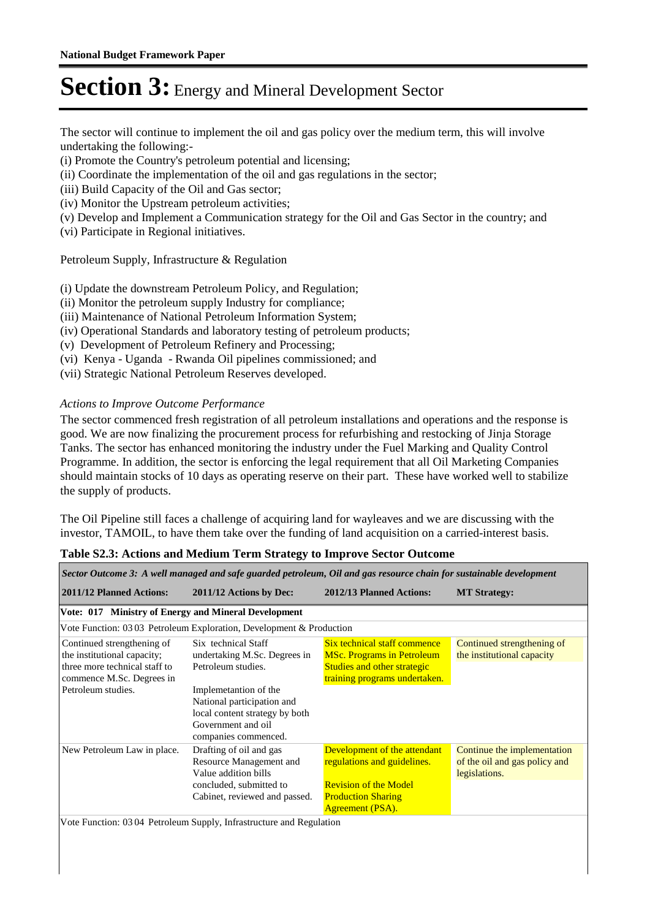# Section 3: Energy and Mineral Development Sector

The sector will continue to implement the oil and gas policy over the medium term, this will involve undertaking the following:-

(i) Promote the Country's petroleum potential and licensing;
(ii) Coordinate the implementation of the oil and gas regulations in the sector;
(iii) Build Capacity of the Oil and Gas sector;
(iv) Monitor the Upstream petroleum activities;
(v) Develop and Implement a Communication strategy for the Oil and Gas Sector in the country; and
(vi) Participate in Regional initiatives.

Petroleum Supply, Infrastructure & Regulation

(i) Update the downstream Petroleum Policy, and Regulation;
(ii) Monitor the petroleum supply Industry for compliance;
(iii) Maintenance of National Petroleum Information System;
(iv) Operational Standards and laboratory testing of petroleum products;
(v) Development of Petroleum Refinery and Processing;
(vi) Kenya - Uganda - Rwanda Oil pipelines commissioned; and
(vii) Strategic National Petroleum Reserves developed.

*Actions to Improve Outcome Performance*

The sector commenced fresh registration of all petroleum installations and operations and the response is good. We are now finalizing the procurement process for refurbishing and restocking of Jinja Storage Tanks. The sector has enhanced monitoring the industry under the Fuel Marking and Quality Control Programme. In addition, the sector is enforcing the legal requirement that all Oil Marketing Companies should maintain stocks of 10 days as operating reserve on their part. These have worked well to stabilize the supply of products.

The Oil Pipeline still faces a challenge of acquiring land for wayleaves and we are discussing with the investor, TAMOIL, to have them take over the funding of land acquisition on a carried-interest basis.

**Table S2.3: Actions and Medium Term Strategy to Improve Sector Outcome**

| *Sector Outcome 3: A well managed and safe guarded petroleum, Oil and gas resource chain for sustainable development* | | | |
|---|---|---|---|
| **2011/12 Planned Actions:** | **2011/12 Actions by Dec:** | **2012/13 Planned Actions:** | **MT Strategy:** |
| **Vote: 017 Ministry of Energy and Mineral Development** | | | |
| Vote Function: 03 03 Petroleum Exploration, Development & Production | | | |
| Continued strengthening of the institutional capacity; three more technical staff to commence M.Sc. Degrees in Petroleum studies. | Six technical Staff undertaking M.Sc. Degrees in Petroleum studies.<br><br>Implemetantion of the National participation and local content strategy by both Government and oil companies commenced. | Six technical staff commence MSc. Programs in Petroleum Studies and other strategic training programs undertaken. | Continued strengthening of the institutional capacity |
| New Petroleum Law in place. | Drafting of oil and gas Resource Management and Value addition bills concluded, submitted to Cabinet, reviewed and passed. | Development of the attendant regulations and guidelines.<br><br>Revision of the Model Production Sharing Agreement (PSA). | Continue the implementation of the oil and gas policy and legislations. |
| Vote Function: 03 04 Petroleum Supply, Infrastructure and Regulation | | | |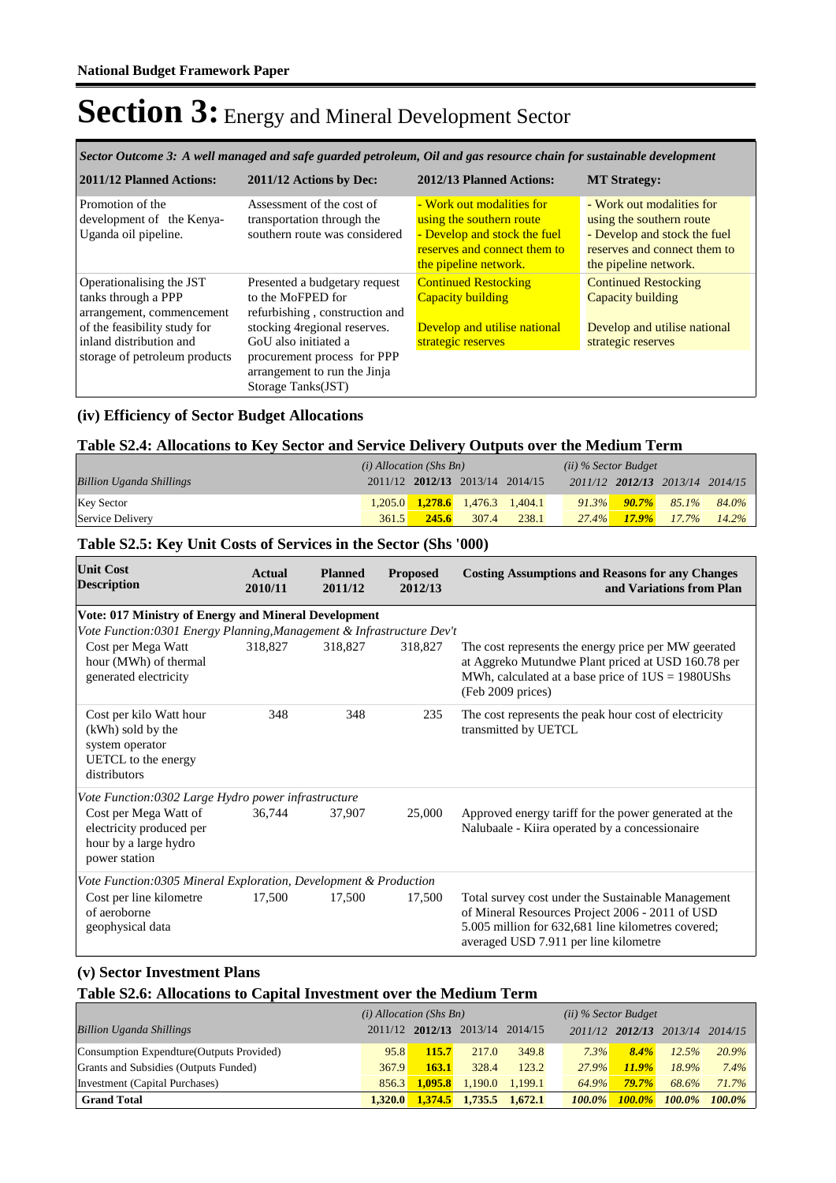**National Budget Framework Paper**

# Section 3: Energy and Mineral Development Sector

*Sector Outcome 3: A well managed and safe guarded petroleum, Oil and gas resource chain for sustainable development*

| 2011/12 Planned Actions: | 2011/12 Actions by Dec: | 2012/13 Planned Actions: | MT Strategy: |
|---|---|---|---|
| Promotion of the development of the Kenya-Uganda oil pipeline. | Assessment of the cost of transportation through the southern route was considered | - Work out modalities for using the southern route<br>- Develop and stock the fuel reserves and connect them to the pipeline network. | - Work out modalities for using the southern route<br>- Develop and stock the fuel reserves and connect them to the pipeline network. |
| Operationalising the JST tanks through a PPP arrangement, commencement of the feasibility study for inland distribution and storage of petroleum products | Presented a budgetary request to the MoFPED for refurbishing , construction and stocking 4regional reserves. GoU also initiated a procurement process for PPP arrangement to run the Jinja Storage Tanks(JST) | Continued Restocking<br>Capacity building<br><br>Develop and utilise national strategic reserves | Continued Restocking<br>Capacity building<br><br>Develop and utilise national strategic reserves |

## (iv) Efficiency of Sector Budget Allocations

### Table S2.4: Allocations to Key Sector and Service Delivery Outputs over the Medium Term

| | (i) Allocation (Shs Bn) | | | | (ii) % Sector Budget | | | |
|---|---|---|---|---|---|---|---|---|
| *Billion Uganda Shillings* | 2011/12 | **2012/13** | 2013/14 | 2014/15 | 2011/12 | **2012/13** | 2013/14 | 2014/15 |
| Key Sector | 1,205.0 | **1,278.6** | 1,476.3 | 1,404.1 | 91.3% | **90.7%** | 85.1% | 84.0% |
| Service Delivery | 361.5 | **245.6** | 307.4 | 238.1 | 27.4% | **17.9%** | 17.7% | 14.2% |

### Table S2.5: Key Unit Costs of Services in the Sector (Shs '000)

| Unit Cost Description | Actual 2010/11 | Planned 2011/12 | Proposed 2012/13 | Costing Assumptions and Reasons for any Changes and Variations from Plan |
|---|---|---|---|---|
| **Vote: 017 Ministry of Energy and Mineral Development** | | | | |
| *Vote Function:0301 Energy Planning,Management & Infrastructure Dev't* | | | | |
| Cost per Mega Watt hour (MWh) of thermal generated electricity | 318,827 | 318,827 | 318,827 | The cost represents the energy price per MW geerated at Aggreko Mutundwe Plant priced at USD 160.78 per MWh, calculated at a base price of 1US = 1980UShs (Feb 2009 prices) |
| Cost per kilo Watt hour (kWh) sold by the system operator UETCL to the energy distributors | 348 | 348 | 235 | The cost represents the peak hour cost of electricity transmitted by UETCL |
| *Vote Function:0302 Large Hydro power infrastructure* | | | | |
| Cost per Mega Watt of electricity produced per hour by a large hydro power station | 36,744 | 37,907 | 25,000 | Approved energy tariff for the power generated at the Nalubaale - Kiira operated by a concessionaire |
| *Vote Function:0305 Mineral Exploration, Development & Production* | | | | |
| Cost per line kilometre of aeroborne geophysical data | 17,500 | 17,500 | 17,500 | Total survey cost under the Sustainable Management of Mineral Resources Project 2006 - 2011 of USD 5.005 million for 632,681 line kilometres covered; averaged USD 7.911 per line kilometre |

## (v) Sector Investment Plans

### Table S2.6: Allocations to Capital Investment over the Medium Term

| | (i) Allocation (Shs Bn) | | | | (ii) % Sector Budget | | | |
|---|---|---|---|---|---|---|---|---|
| *Billion Uganda Shillings* | 2011/12 | **2012/13** | 2013/14 | 2014/15 | 2011/12 | **2012/13** | 2013/14 | 2014/15 |
| Consumption Expendture(Outputs Provided) | 95.8 | **115.7** | 217.0 | 349.8 | 7.3% | **8.4%** | 12.5% | 20.9% |
| Grants and Subsidies (Outputs Funded) | 367.9 | **163.1** | 328.4 | 123.2 | 27.9% | **11.9%** | 18.9% | 7.4% |
| Investment (Capital Purchases) | 856.3 | **1,095.8** | 1,190.0 | 1,199.1 | 64.9% | **79.7%** | 68.6% | 71.7% |
| **Grand Total** | **1,320.0** | **1,374.5** | **1,735.5** | **1,672.1** | **100.0%** | **100.0%** | **100.0%** | **100.0%** |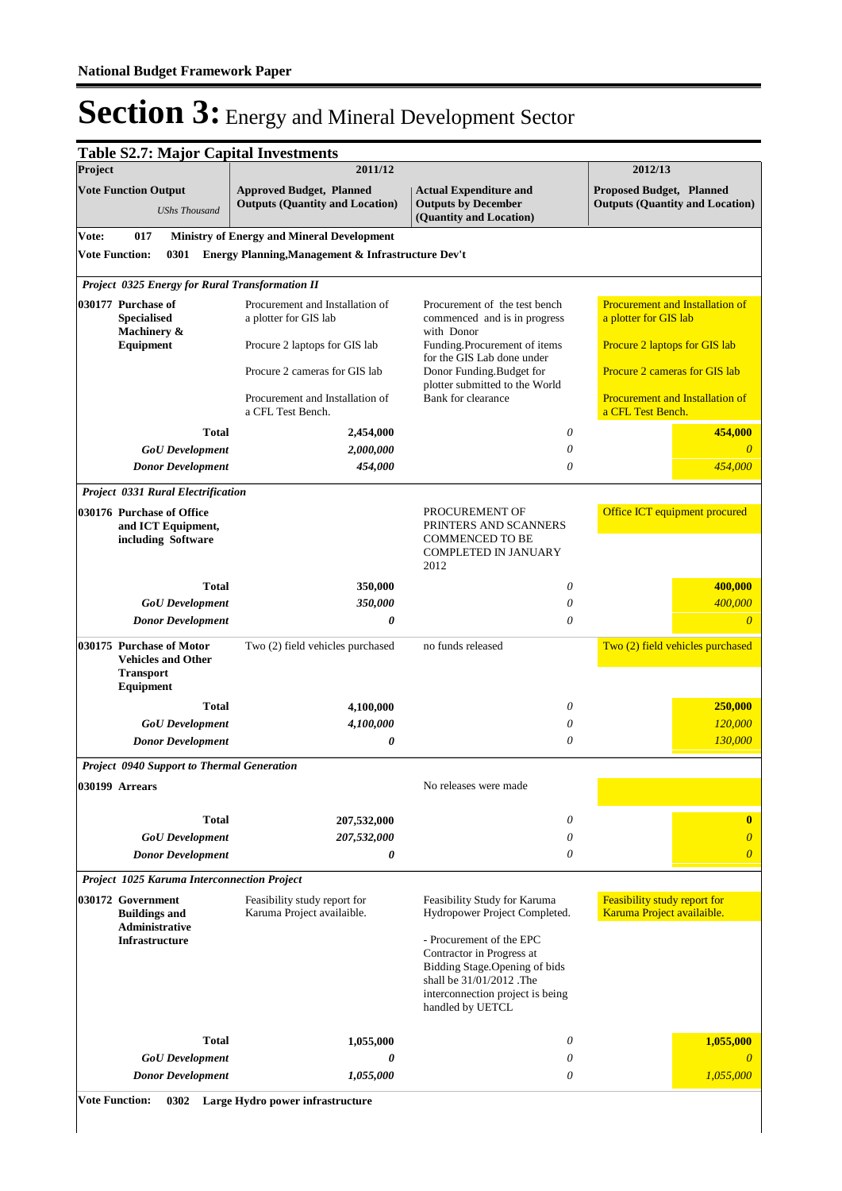# Section 3: Energy and Mineral Development Sector

## Table S2.7: Major Capital Investments

| Project | 2011/12 | | 2012/13 |
|---|---|---|---|
| **Vote Function Output** *UShs Thousand* | **Approved Budget, Planned Outputs (Quantity and Location)** | **Actual Expenditure and Outputs by December (Quantity and Location)** | **Proposed Budget, Planned Outputs (Quantity and Location)** |
| **Vote: 017 Ministry of Energy and Mineral Development** | | | |
| **Vote Function: 0301 Energy Planning,Management & Infrastructure Dev't** | | | |
| ***Project 0325 Energy for Rural Transformation II*** | | | |
| **030177 Purchase of Specialised Machinery & Equipment** | Procurement and Installation of a plotter for GIS lab<br><br>Procure 2 laptops for GIS lab<br><br>Procure 2 cameras for GIS lab<br><br>Procurement and Installation of a CFL Test Bench. | Procurement of the test bench commenced and is in progress with Donor Funding.Procurement of items for the GIS Lab done under Donor Funding.Budget for plotter submitted to the World Bank for clearance | Procurement and Installation of a plotter for GIS lab<br><br>Procure 2 laptops for GIS lab<br><br>Procure 2 cameras for GIS lab<br><br>Procurement and Installation of a CFL Test Bench. |
| **Total** | **2,454,000** | *0* | **454,000** |
| ***GoU Development*** | ***2,000,000*** | *0* | *0* |
| ***Donor Development*** | ***454,000*** | *0* | *454,000* |
| ***Project 0331 Rural Electrification*** | | | |
| **030176 Purchase of Office and ICT Equipment, including Software** | | PROCUREMENT OF PRINTERS AND SCANNERS COMMENCED TO BE COMPLETED IN JANUARY 2012 | Office ICT equipment procured |
| **Total** | **350,000** | *0* | **400,000** |
| ***GoU Development*** | ***350,000*** | *0* | *400,000* |
| ***Donor Development*** | ***0*** | *0* | *0* |
| **030175 Purchase of Motor Vehicles and Other Transport Equipment** | Two (2) field vehicles purchased | no funds released | Two (2) field vehicles purchased |
| **Total** | **4,100,000** | *0* | **250,000** |
| ***GoU Development*** | ***4,100,000*** | *0* | *120,000* |
| ***Donor Development*** | ***0*** | *0* | *130,000* |
| ***Project 0940 Support to Thermal Generation*** | | | |
| **030199 Arrears** | | No releases were made | |
| **Total** | **207,532,000** | *0* | **0** |
| ***GoU Development*** | ***207,532,000*** | *0* | *0* |
| ***Donor Development*** | ***0*** | *0* | *0* |
| ***Project 1025 Karuma Interconnection Project*** | | | |
| **030172 Government Buildings and Administrative Infrastructure** | Feasibility study report for Karuma Project availaible. | Feasibility Study for Karuma Hydropower Project Completed.<br><br>- Procurement of the EPC Contractor in Progress at Bidding Stage.Opening of bids shall be 31/01/2012 .The interconnection project is being handled by UETCL | Feasibility study report for Karuma Project availaible. |
| **Total** | **1,055,000** | *0* | **1,055,000** |
| ***GoU Development*** | ***0*** | *0* | *0* |
| ***Donor Development*** | ***1,055,000*** | *0* | *1,055,000* |
| **Vote Function: 0302 Large Hydro power infrastructure** | | | |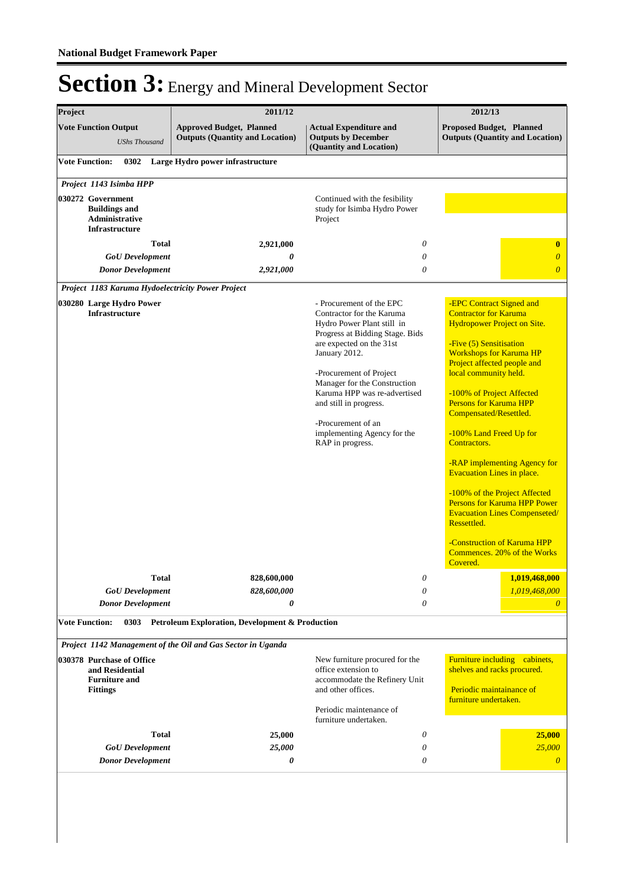**National Budget Framework Paper**

# Section 3: Energy and Mineral Development Sector

| Project | 2011/12 | | 2012/13 |
|---|---|---|---|
| **Vote Function Output** *UShs Thousand* | **Approved Budget, Planned Outputs (Quantity and Location)** | **Actual Expenditure and Outputs by December (Quantity and Location)** | **Proposed Budget, Planned Outputs (Quantity and Location)** |
| **Vote Function: 0302 Large Hydro power infrastructure** | | | |
| ***Project 1143 Isimba HPP*** | | | |
| **030272 Government Buildings and Administrative Infrastructure** | | Continued with the fesibility study for Isimba Hydro Power Project | |
| **Total** | **2,921,000** | *0* | **0** |
| ***GoU Development*** | ***0*** | *0* | *0* |
| ***Donor Development*** | ***2,921,000*** | *0* | *0* |
| ***Project 1183 Karuma Hydoelectricity Power Project*** | | | |
| **030280 Large Hydro Power Infrastructure** | | - Procurement of the EPC Contractor for the Karuma Hydro Power Plant still in Progress at Bidding Stage. Bids are expected on the 31st January 2012.<br><br>-Procurement of Project Manager for the Construction Karuma HPP was re-advertised and still in progress.<br><br>-Procurement of an implementing Agency for the RAP in progress. | -EPC Contract Signed and Contractor for Karuma Hydropower Project on Site.<br><br>-Five (5) Sensitisation Workshops for Karuma HP Project affected people and local community held.<br><br>-100% of Project Affected Persons for Karuma HPP Compensated/Resettled.<br><br>-100% Land Freed Up for Contractors.<br><br>-RAP implementing Agency for Evacuation Lines in place.<br><br>-100% of the Project Affected Persons for Karuma HPP Power Evacuation Lines Compenseted/ Ressettled.<br><br>-Construction of Karuma HPP Commences. 20% of the Works Covered. |
| **Total** | **828,600,000** | *0* | **1,019,468,000** |
| ***GoU Development*** | ***828,600,000*** | *0* | *1,019,468,000* |
| ***Donor Development*** | ***0*** | *0* | *0* |
| **Vote Function: 0303 Petroleum Exploration, Development & Production** | | | |
| ***Project 1142 Management of the Oil and Gas Sector in Uganda*** | | | |
| **030378 Purchase of Office and Residential Furniture and Fittings** | | New furniture procured for the office extension to accommodate the Refinery Unit and other offices.<br><br>Periodic maintenance of furniture undertaken. | Furniture including cabinets, shelves and racks procured.<br><br>Periodic maintainance of furniture undertaken. |
| **Total** | **25,000** | *0* | **25,000** |
| ***GoU Development*** | ***25,000*** | *0* | *25,000* |
| ***Donor Development*** | ***0*** | *0* | *0* |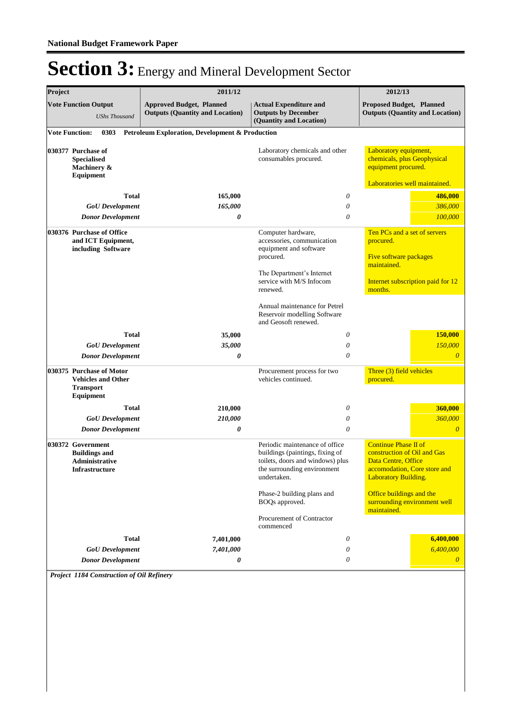# Section 3: Energy and Mineral Development Sector

| Project | 2011/12 | | 2012/13 | |
|---|---|---|---|---|
| **Vote Function Output** *UShs Thousand* | **Approved Budget, Planned Outputs (Quantity and Location)** | **Actual Expenditure and Outputs by December (Quantity and Location)** | **Proposed Budget, Planned Outputs (Quantity and Location)** | |
| **Vote Function: 0303 Petroleum Exploration, Development & Production** | | | | |
| **030377 Purchase of Specialised Machinery & Equipment** | | Laboratory chemicals and other consumables procured. | Laboratory equipment, chemicals, plus Geophysical equipment procured.<br><br>Laboratories well maintained. | |
| **Total** | **165,000** | *0* | | **486,000** |
| ***GoU Development*** | *165,000* | *0* | | *386,000* |
| ***Donor Development*** | ***0*** | *0* | | *100,000* |
| **030376 Purchase of Office and ICT Equipment, including Software** | | Computer hardware, accessories, communication equipment and software procured.<br><br>The Department's Internet service with M/S Infocom renewed.<br><br>Annual maintenance for Petrel Reservoir modelling Software and Geosoft renewed. | Ten PCs and a set of servers procured.<br><br>Five software packages maintained.<br><br>Internet subscription paid for 12 months. | |
| **Total** | **35,000** | *0* | | **150,000** |
| ***GoU Development*** | *35,000* | *0* | | *150,000* |
| ***Donor Development*** | ***0*** | *0* | | *0* |
| **030375 Purchase of Motor Vehicles and Other Transport Equipment** | | Procurement process for two vehicles continued. | Three (3) field vehicles procured. | |
| **Total** | **210,000** | *0* | | **360,000** |
| ***GoU Development*** | *210,000* | *0* | | *360,000* |
| ***Donor Development*** | ***0*** | *0* | | *0* |
| **030372 Government Buildings and Administrative Infrastructure** | | Periodic maintenance of office buildings (paintings, fixing of toilets, doors and windows) plus the surrounding environment undertaken.<br><br>Phase-2 building plans and BOQs approved.<br><br>Procurement of Contractor commenced | Continue Phase II of construction of Oil and Gas Data Centre, Office accomodation, Core store and Laboratory Building.<br><br>Office buildings and the surrounding environment well maintained. | |
| **Total** | **7,401,000** | *0* | | **6,400,000** |
| ***GoU Development*** | *7,401,000* | *0* | | *6,400,000* |
| ***Donor Development*** | ***0*** | *0* | | *0* |

***Project 1184 Construction of Oil Refinery***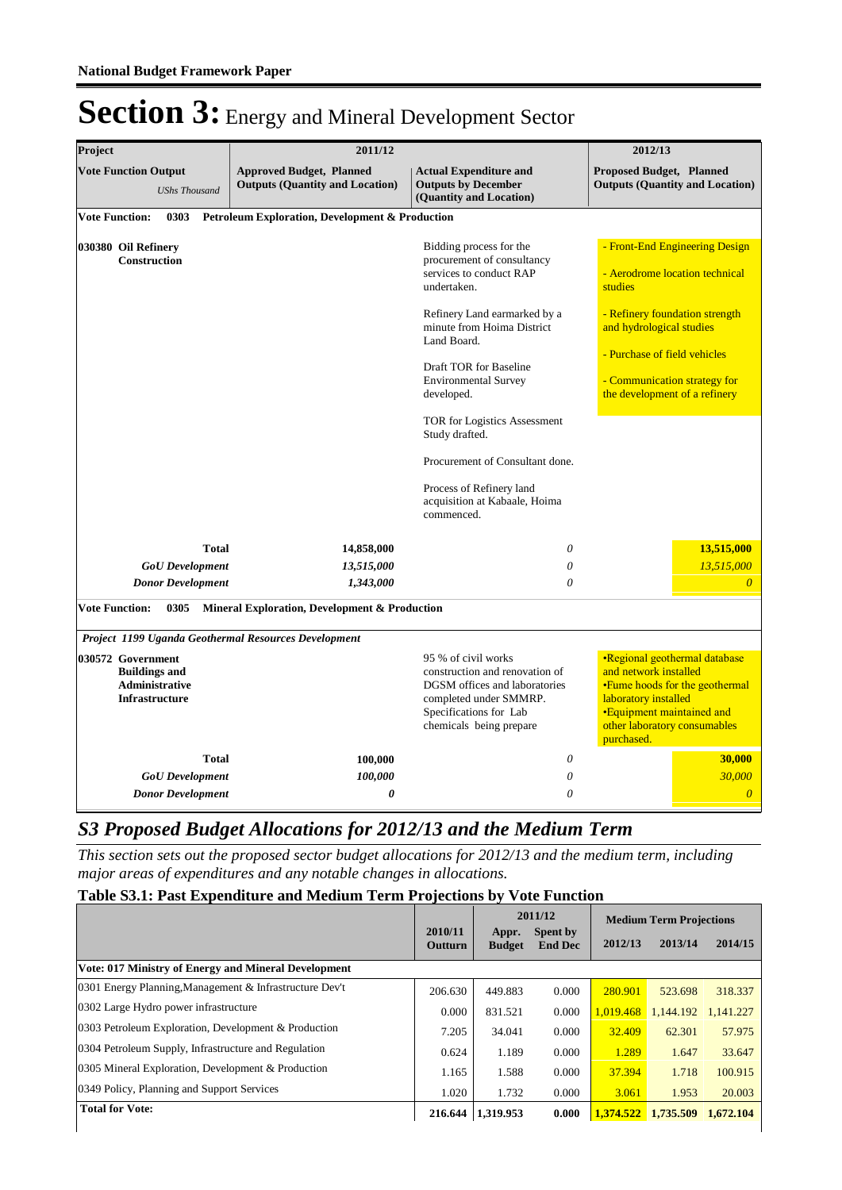# Section 3: Energy and Mineral Development Sector

| Project | 2011/12 | | 2012/13 |
|---|---|---|---|
| **Vote Function Output** *UShs Thousand* | **Approved Budget, Planned Outputs (Quantity and Location)** | **Actual Expenditure and Outputs by December (Quantity and Location)** | **Proposed Budget, Planned Outputs (Quantity and Location)** |
| **Vote Function: 0303 Petroleum Exploration, Development & Production** | | | |
| **030380 Oil Refinery Construction** | | Bidding process for the procurement of consultancy services to conduct RAP undertaken.<br><br>Refinery Land earmarked by a minute from Hoima District Land Board.<br><br>Draft TOR for Baseline Environmental Survey developed.<br><br>TOR for Logistics Assessment Study drafted.<br><br>Procurement of Consultant done.<br><br>Process of Refinery land acquisition at Kabaale, Hoima commenced. | - Front-End Engineering Design<br><br>- Aerodrome location technical studies<br><br>- Refinery foundation strength and hydrological studies<br><br>- Purchase of field vehicles<br><br>- Communication strategy for the development of a refinery |
| **Total** | 14,858,000 | *0* | **13,515,000** |
| ***GoU Development*** | *13,515,000* | *0* | *13,515,000* |
| ***Donor Development*** | *1,343,000* | *0* | *0* |
| **Vote Function: 0305 Mineral Exploration, Development & Production** | | | |
| ***Project 1199 Uganda Geothermal Resources Development*** | | | |
| **030572 Government Buildings and Administrative Infrastructure** | | 95 % of civil works construction and renovation of DGSM offices and laboratories completed under SMMRP. Specifications for Lab chemicals being prepare | •Regional geothermal database and network installed<br>•Fume hoods for the geothermal laboratory installed<br>•Equipment maintained and other laboratory consumables purchased. |
| **Total** | 100,000 | *0* | **30,000** |
| ***GoU Development*** | *100,000* | *0* | *30,000* |
| ***Donor Development*** | *0* | *0* | *0* |

## *S3 Proposed Budget Allocations for 2012/13 and the Medium Term*

*This section sets out the proposed sector budget allocations for 2012/13 and the medium term, including major areas of expenditures and any notable changes in allocations.*

### Table S3.1: Past Expenditure and Medium Term Projections by Vote Function

| | 2010/11 Outturn | 2011/12 Appr. Budget | 2011/12 Spent by End Dec | Medium Term Projections 2012/13 | 2013/14 | 2014/15 |
|---|---|---|---|---|---|---|
| **Vote: 017 Ministry of Energy and Mineral Development** | | | | | | |
| 0301 Energy Planning,Management & Infrastructure Dev't | 206.630 | 449.883 | 0.000 | 280.901 | 523.698 | 318.337 |
| 0302 Large Hydro power infrastructure | 0.000 | 831.521 | 0.000 | 1,019.468 | 1,144.192 | 1,141.227 |
| 0303 Petroleum Exploration, Development & Production | 7.205 | 34.041 | 0.000 | 32.409 | 62.301 | 57.975 |
| 0304 Petroleum Supply, Infrastructure and Regulation | 0.624 | 1.189 | 0.000 | 1.289 | 1.647 | 33.647 |
| 0305 Mineral Exploration, Development & Production | 1.165 | 1.588 | 0.000 | 37.394 | 1.718 | 100.915 |
| 0349 Policy, Planning and Support Services | 1.020 | 1.732 | 0.000 | 3.061 | 1.953 | 20.003 |
| **Total for Vote:** | **216.644** | **1,319.953** | **0.000** | **1,374.522** | **1,735.509** | **1,672.104** |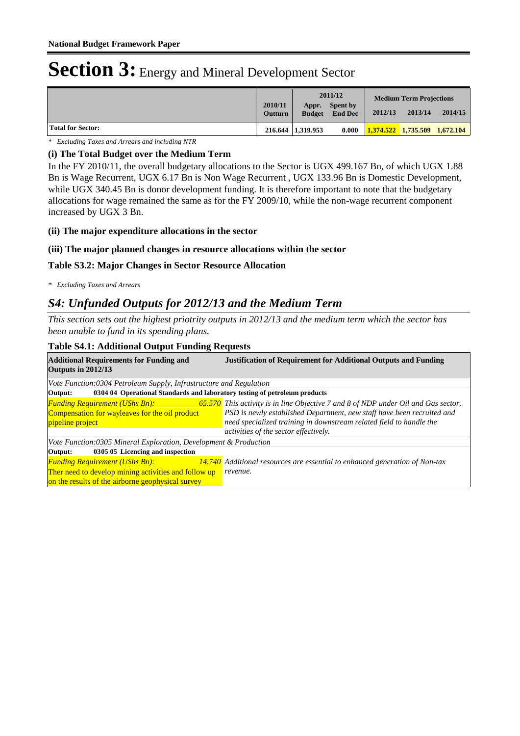**National Budget Framework Paper**

# Section 3: Energy and Mineral Development Sector

| | 2010/11 | 2011/12 | | Medium Term Projections | | |
|---|---|---|---|---|---|---|
| | Outturn | Appr. Budget | Spent by End Dec | 2012/13 | 2013/14 | 2014/15 |
| **Total for Sector:** | 216.644 | 1,319.953 | 0.000 | 1,374.522 | 1,735.509 | 1,672.104 |

*\* Excluding Taxes and Arrears and including NTR*

### (i) The Total Budget over the Medium Term

In the FY 2010/11, the overall budgetary allocations to the Sector is UGX 499.167 Bn, of which UGX 1.88 Bn is Wage Recurrent, UGX 6.17 Bn is Non Wage Recurrent , UGX 133.96 Bn is Domestic Development, while UGX 340.45 Bn is donor development funding. It is therefore important to note that the budgetary allocations for wage remained the same as for the FY 2009/10, while the non-wage recurrent component increased by UGX 3 Bn.

### (ii) The major expenditure allocations in the sector

### (iii) The major planned changes in resource allocations within the sector

### Table S3.2: Major Changes in Sector Resource Allocation

*\* Excluding Taxes and Arrears*

## S4: Unfunded Outputs for 2012/13 and the Medium Term

*This section sets out the highest priotrity outputs in 2012/13 and the medium term which the sector has been unable to fund in its spending plans.*

### Table S4.1: Additional Output Funding Requests

| Additional Requirements for Funding and Outputs in 2012/13 | | Justification of Requirement for Additional Outputs and Funding |
|---|---|---|
| *Vote Function:0304 Petroleum Supply, Infrastructure and Regulation* | | |
| **Output: 0304 04 Operational Standards and laboratory testing of petroleum products** | | |
| *Funding Requirement (UShs Bn):* Compensation for wayleaves for the oil product pipeline project | *65.570* | *This activity is in line Objective 7 and 8 of NDP under Oil and Gas sector. PSD is newly established Department, new staff have been recruited and need specialized training in downstream related field to handle the activities of the sector effectively.* |
| *Vote Function:0305 Mineral Exploration, Development & Production* | | |
| **Output: 0305 05 Licencing and inspection** | | |
| *Funding Requirement (UShs Bn):* Ther need to develop mining activities and follow up on the results of the airborne geophysical survey | *14.740* | *Additional resources are essential to enhanced generation of Non-tax revenue.* |